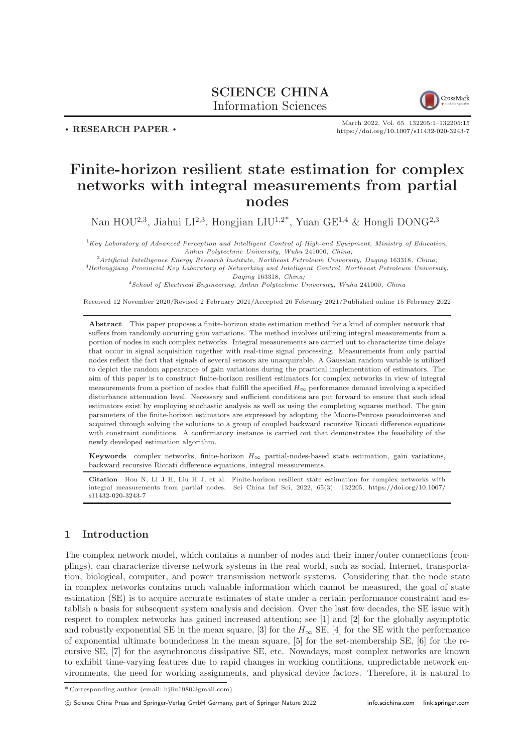SCIENCE CHINA
Information Sciences

• RESEARCH PAPER •

March 2022, Vol. 65 132205:1–132205:15
https://doi.org/10.1007/s11432-020-3243-7

# Finite-horizon resilient state estimation for complex networks with integral measurements from partial nodes

Nan HOU[2,3], Jiahui LI[2,3], Hongjian LIU[1,2*], Yuan GE[1,4] & Hongli DONG[2,3]

[1]*Key Laboratory of Advanced Perception and Intelligent Control of High-end Equipment, Ministry of Education, Anhui Polytechnic University, Wuhu* 241000*, China;*
[2]*Artificial Intelligence Energy Research Institute, Northeast Petroleum University, Daqing* 163318*, China;*
[3]*Heilongjiang Provincial Key Laboratory of Networking and Intelligent Control, Northeast Petroleum University, Daqing* 163318*, China;*
[4]*School of Electrical Engineering, Anhui Polytechnic University, Wuhu* 241000*, China*

Received 12 November 2020/Revised 2 February 2021/Accepted 26 February 2021/Published online 15 February 2022

**Abstract** This paper proposes a finite-horizon state estimation method for a kind of complex network that suffers from randomly occurring gain variations. The method involves utilizing integral measurements from a portion of nodes in such complex networks. Integral measurements are carried out to characterize time delays that occur in signal acquisition together with real-time signal processing. Measurements from only partial nodes reflect the fact that signals of several sensors are unacquirable. A Gaussian random variable is utilized to depict the random appearance of gain variations during the practical implementation of estimators. The aim of this paper is to construct finite-horizon resilient estimators for complex networks in view of integral measurements from a portion of nodes that fulfill the specified $H_\infty$ performance demand involving a specified disturbance attenuation level. Necessary and sufficient conditions are put forward to ensure that such ideal estimators exist by employing stochastic analysis as well as using the completing squares method. The gain parameters of the finite-horizon estimators are expressed by adopting the Moore-Penrose pseudoinverse and acquired through solving the solutions to a group of coupled backward recursive Riccati difference equations with constraint conditions. A confirmatory instance is carried out that demonstrates the feasibility of the newly developed estimation algorithm.

**Keywords** complex networks, finite-horizon $H_\infty$ partial-nodes-based state estimation, gain variations, backward recursive Riccati difference equations, integral measurements

**Citation** Hou N, Li J H, Liu H J, et al. Finite-horizon resilient state estimation for complex networks with integral measurements from partial nodes. Sci China Inf Sci, 2022, 65(3): 132205, https://doi.org/10.1007/s11432-020-3243-7

## 1 Introduction

The complex network model, which contains a number of nodes and their inner/outer connections (couplings), can characterize diverse network systems in the real world, such as social, Internet, transportation, biological, computer, and power transmission network systems. Considering that the node state in complex networks contains much valuable information which cannot be measured, the goal of state estimation (SE) is to acquire accurate estimates of state under a certain performance constraint and establish a basis for subsequent system analysis and decision. Over the last few decades, the SE issue with respect to complex networks has gained increased attention; see [1] and [2] for the globally asymptotic and robustly exponential SE in the mean square, [3] for the $H_\infty$ SE, [4] for the SE with the performance of exponential ultimate boundedness in the mean square, [5] for the set-membership SE, [6] for the recursive SE, [7] for the asynchronous dissipative SE, etc. Nowadays, most complex networks are known to exhibit time-varying features due to rapid changes in working conditions, unpredictable network environments, the need for working assignments, and physical device factors. Therefore, it is natural to

\* Corresponding author (email: hjliu1980@gmail.com)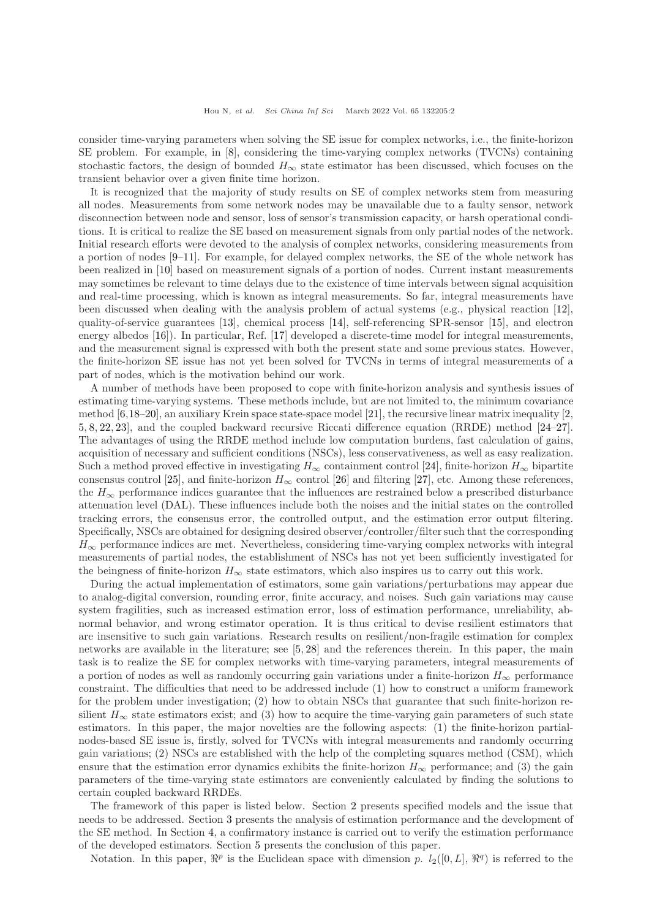consider time-varying parameters when solving the SE issue for complex networks, i.e., the finite-horizon SE problem. For example, in [8], considering the time-varying complex networks (TVCNs) containing stochastic factors, the design of bounded $H_\infty$ state estimator has been discussed, which focuses on the transient behavior over a given finite time horizon.

It is recognized that the majority of study results on SE of complex networks stem from measuring all nodes. Measurements from some network nodes may be unavailable due to a faulty sensor, network disconnection between node and sensor, loss of sensor's transmission capacity, or harsh operational conditions. It is critical to realize the SE based on measurement signals from only partial nodes of the network. Initial research efforts were devoted to the analysis of complex networks, considering measurements from a portion of nodes [9–11]. For example, for delayed complex networks, the SE of the whole network has been realized in [10] based on measurement signals of a portion of nodes. Current instant measurements may sometimes be relevant to time delays due to the existence of time intervals between signal acquisition and real-time processing, which is known as integral measurements. So far, integral measurements have been discussed when dealing with the analysis problem of actual systems (e.g., physical reaction [12], quality-of-service guarantees [13], chemical process [14], self-referencing SPR-sensor [15], and electron energy albedos [16]). In particular, Ref. [17] developed a discrete-time model for integral measurements, and the measurement signal is expressed with both the present state and some previous states. However, the finite-horizon SE issue has not yet been solved for TVCNs in terms of integral measurements of a part of nodes, which is the motivation behind our work.

A number of methods have been proposed to cope with finite-horizon analysis and synthesis issues of estimating time-varying systems. These methods include, but are not limited to, the minimum covariance method [6,18–20], an auxiliary Krein space state-space model [21], the recursive linear matrix inequality [2, 5, 8, 22, 23], and the coupled backward recursive Riccati difference equation (RRDE) method [24–27]. The advantages of using the RRDE method include low computation burdens, fast calculation of gains, acquisition of necessary and sufficient conditions (NSCs), less conservativeness, as well as easy realization. Such a method proved effective in investigating $H_\infty$ containment control [24], finite-horizon $H_\infty$ bipartite consensus control [25], and finite-horizon $H_\infty$ control [26] and filtering [27], etc. Among these references, the $H_\infty$ performance indices guarantee that the influences are restrained below a prescribed disturbance attenuation level (DAL). These influences include both the noises and the initial states on the controlled tracking errors, the consensus error, the controlled output, and the estimation error output filtering. Specifically, NSCs are obtained for designing desired observer/controller/filter such that the corresponding $H_\infty$ performance indices are met. Nevertheless, considering time-varying complex networks with integral measurements of partial nodes, the establishment of NSCs has not yet been sufficiently investigated for the beingness of finite-horizon $H_\infty$ state estimators, which also inspires us to carry out this work.

During the actual implementation of estimators, some gain variations/perturbations may appear due to analog-digital conversion, rounding error, finite accuracy, and noises. Such gain variations may cause system fragilities, such as increased estimation error, loss of estimation performance, unreliability, abnormal behavior, and wrong estimator operation. It is thus critical to devise resilient estimators that are insensitive to such gain variations. Research results on resilient/non-fragile estimation for complex networks are available in the literature; see [5, 28] and the references therein. In this paper, the main task is to realize the SE for complex networks with time-varying parameters, integral measurements of a portion of nodes as well as randomly occurring gain variations under a finite-horizon $H_\infty$ performance constraint. The difficulties that need to be addressed include (1) how to construct a uniform framework for the problem under investigation; (2) how to obtain NSCs that guarantee that such finite-horizon resilient $H_\infty$ state estimators exist; and (3) how to acquire the time-varying gain parameters of such state estimators. In this paper, the major novelties are the following aspects: (1) the finite-horizon partial-nodes-based SE issue is, firstly, solved for TVCNs with integral measurements and randomly occurring gain variations; (2) NSCs are established with the help of the completing squares method (CSM), which ensure that the estimation error dynamics exhibits the finite-horizon $H_\infty$ performance; and (3) the gain parameters of the time-varying state estimators are conveniently calculated by finding the solutions to certain coupled backward RRDEs.

The framework of this paper is listed below. Section 2 presents specified models and the issue that needs to be addressed. Section 3 presents the analysis of estimation performance and the development of the SE method. In Section 4, a confirmatory instance is carried out to verify the estimation performance of the developed estimators. Section 5 presents the conclusion of this paper.

Notation. In this paper, $\Re^p$ is the Euclidean space with dimension $p$. $l_2([0, L], \Re^q)$ is referred to the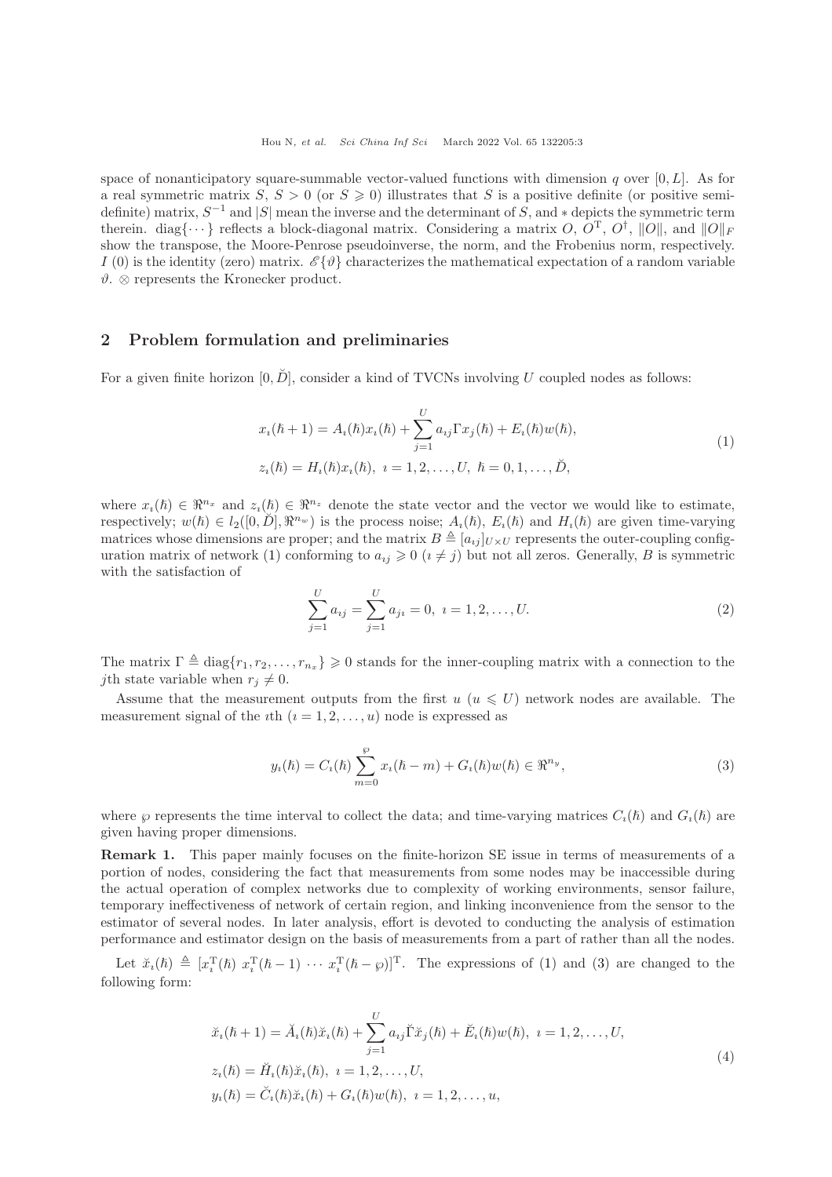space of nonanticipatory square-summable vector-valued functions with dimension $q$ over $[0, L]$. As for a real symmetric matrix $S$, $S > 0$ (or $S \geqslant 0$) illustrates that $S$ is a positive definite (or positive semi-definite) matrix, $S^{-1}$ and $|S|$ mean the inverse and the determinant of $S$, and $*$ depicts the symmetric term therein. diag$\{\cdots\}$ reflects a block-diagonal matrix. Considering a matrix $O$, $O^{\mathrm{T}}$, $O^{\dagger}$, $\|O\|$, and $\|O\|_F$ show the transpose, the Moore-Penrose pseudoinverse, the norm, and the Frobenius norm, respectively. $I$ (0) is the identity (zero) matrix. $\mathscr{E}\{\vartheta\}$ characterizes the mathematical expectation of a random variable $\vartheta$. $\otimes$ represents the Kronecker product.

## 2 Problem formulation and preliminaries

For a given finite horizon $[0, \breve{D}]$, consider a kind of TVCNs involving $U$ coupled nodes as follows:

$$
\begin{aligned}
&x_\imath(\hbar+1) = A_\imath(\hbar)x_\imath(\hbar) + \sum_{j=1}^{U} a_{\imath j}\Gamma x_j(\hbar) + E_\imath(\hbar)w(\hbar), \\
&z_\imath(\hbar) = H_\imath(\hbar)x_\imath(\hbar),\ \imath = 1, 2, \ldots, U,\ \hbar = 0, 1, \ldots, \breve{D},
\end{aligned}
\tag{1}
$$

where $x_\imath(\hbar) \in \Re^{n_x}$ and $z_\imath(\hbar) \in \Re^{n_z}$ denote the state vector and the vector we would like to estimate, respectively; $w(\hbar) \in l_2([0, \breve{D}], \Re^{n_w})$ is the process noise; $A_\imath(\hbar)$, $E_\imath(\hbar)$ and $H_\imath(\hbar)$ are given time-varying matrices whose dimensions are proper; and the matrix $B \triangleq [a_{\imath j}]_{U\times U}$ represents the outer-coupling configuration matrix of network (1) conforming to $a_{\imath j} \geqslant 0$ ($\imath \neq j$) but not all zeros. Generally, $B$ is symmetric with the satisfaction of

$$
\sum_{j=1}^{U} a_{\imath j} = \sum_{j=1}^{U} a_{j\imath} = 0,\ \imath = 1, 2, \ldots, U.
\tag{2}
$$

The matrix $\Gamma \triangleq \mathrm{diag}\{r_1, r_2, \ldots, r_{n_x}\} \geqslant 0$ stands for the inner-coupling matrix with a connection to the $j$th state variable when $r_j \neq 0$.

Assume that the measurement outputs from the first $u$ ($u \leqslant U$) network nodes are available. The measurement signal of the $\imath$th ($\imath = 1, 2, \ldots, u$) node is expressed as

$$
y_\imath(\hbar) = C_\imath(\hbar)\sum_{m=0}^{\wp} x_\imath(\hbar - m) + G_\imath(\hbar)w(\hbar) \in \Re^{n_y},
\tag{3}
$$

where $\wp$ represents the time interval to collect the data; and time-varying matrices $C_\imath(\hbar)$ and $G_\imath(\hbar)$ are given having proper dimensions.

**Remark 1.** This paper mainly focuses on the finite-horizon SE issue in terms of measurements of a portion of nodes, considering the fact that measurements from some nodes may be inaccessible during the actual operation of complex networks due to complexity of working environments, sensor failure, temporary ineffectiveness of network of certain region, and linking inconvenience from the sensor to the estimator of several nodes. In later analysis, effort is devoted to conducting the analysis of estimation performance and estimator design on the basis of measurements from a part of rather than all the nodes.

Let $\breve{x}_\imath(\hbar) \triangleq [x_\imath^{\mathrm{T}}(\hbar)\ x_\imath^{\mathrm{T}}(\hbar-1)\ \cdots\ x_\imath^{\mathrm{T}}(\hbar-\wp)]^{\mathrm{T}}$. The expressions of (1) and (3) are changed to the following form:

$$
\begin{aligned}
&\breve{x}_\imath(\hbar+1) = \breve{A}_\imath(\hbar)\breve{x}_\imath(\hbar) + \sum_{j=1}^{U} a_{\imath j}\breve{\Gamma}\breve{x}_j(\hbar) + \breve{E}_\imath(\hbar)w(\hbar),\ \imath = 1, 2, \ldots, U, \\
&z_\imath(\hbar) = \breve{H}_\imath(\hbar)\breve{x}_\imath(\hbar),\ \imath = 1, 2, \ldots, U, \\
&y_\imath(\hbar) = \breve{C}_\imath(\hbar)\breve{x}_\imath(\hbar) + G_\imath(\hbar)w(\hbar),\ \imath = 1, 2, \ldots, u,
\end{aligned}
\tag{4}
$$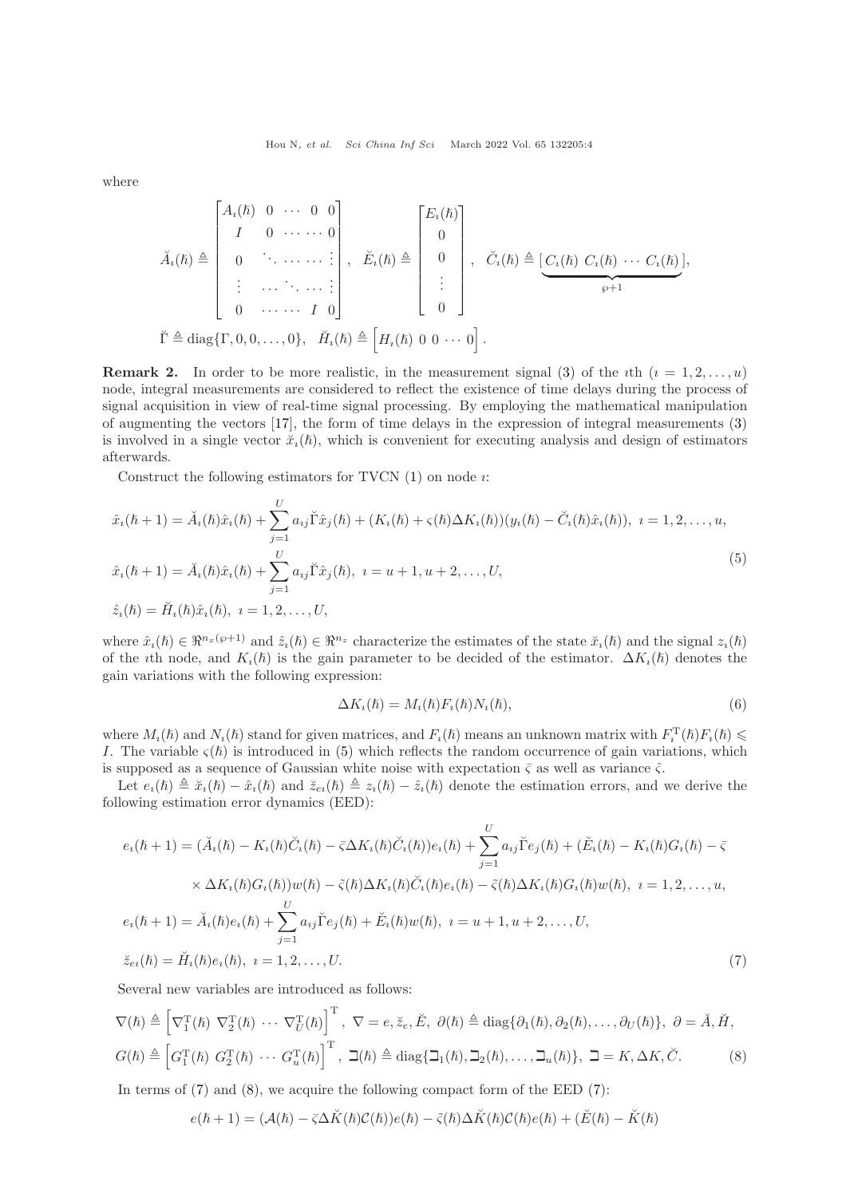where

$$
\breve{A}_\imath(\hbar) \triangleq \begin{bmatrix} A_\imath(\hbar) & 0 & \cdots & 0 & 0 \\ I & 0 & \cdots & \cdots & 0 \\ 0 & \ddots & \cdots & \cdots & \vdots \\ \vdots & \cdots & \ddots & \cdots & \vdots \\ 0 & \cdots & \cdots & I & 0 \end{bmatrix}, \quad \breve{E}_\imath(\hbar) \triangleq \begin{bmatrix} E_\imath(\hbar) \\ 0 \\ 0 \\ \vdots \\ 0 \end{bmatrix}, \quad \breve{C}_\imath(\hbar) \triangleq [\underbrace{C_\imath(\hbar) \ C_\imath(\hbar) \ \cdots \ C_\imath(\hbar)}_{\wp+1}],
$$

$$
\breve{\Gamma} \triangleq \mathrm{diag}\{\Gamma, 0, 0, \ldots, 0\}, \quad \breve{H}_\imath(\hbar) \triangleq \begin{bmatrix} H_\imath(\hbar) & 0 & 0 & \cdots & 0 \end{bmatrix}.
$$

**Remark 2.** In order to be more realistic, in the measurement signal (3) of the $\imath$th ($\imath = 1, 2, \ldots, u$) node, integral measurements are considered to reflect the existence of time delays during the process of signal acquisition in view of real-time signal processing. By employing the mathematical manipulation of augmenting the vectors [17], the form of time delays in the expression of integral measurements (3) is involved in a single vector $\breve{x}_\imath(\hbar)$, which is convenient for executing analysis and design of estimators afterwards.

Construct the following estimators for TVCN (1) on node $\imath$:

$$
\begin{aligned}
&\hat{x}_\imath(\hbar+1) = \breve{A}_\imath(\hbar)\hat{x}_\imath(\hbar) + \sum_{j=1}^{U} a_{\imath j}\breve{\Gamma}\hat{x}_j(\hbar) + (K_\imath(\hbar) + \varsigma(\hbar)\Delta K_\imath(\hbar))(y_\imath(\hbar) - \breve{C}_\imath(\hbar)\hat{x}_\imath(\hbar)), \ \imath = 1, 2, \ldots, u, \\
&\hat{x}_\imath(\hbar+1) = \breve{A}_\imath(\hbar)\hat{x}_\imath(\hbar) + \sum_{j=1}^{U} a_{\imath j}\breve{\Gamma}\hat{x}_j(\hbar), \ \imath = u+1, u+2, \ldots, U, \\
&\hat{z}_\imath(\hbar) = \breve{H}_\imath(\hbar)\hat{x}_\imath(\hbar), \ \imath = 1, 2, \ldots, U,
\end{aligned} \tag{5}
$$

where $\hat{x}_\imath(\hbar) \in \Re^{n_x(\wp+1)}$ and $\hat{z}_\imath(\hbar) \in \Re^{n_z}$ characterize the estimates of the state $\breve{x}_\imath(\hbar)$ and the signal $z_\imath(\hbar)$ of the $\imath$th node, and $K_\imath(\hbar)$ is the gain parameter to be decided of the estimator. $\Delta K_\imath(\hbar)$ denotes the gain variations with the following expression:

$$
\Delta K_\imath(\hbar) = M_\imath(\hbar)F_\imath(\hbar)N_\imath(\hbar), \tag{6}
$$

where $M_\imath(\hbar)$ and $N_\imath(\hbar)$ stand for given matrices, and $F_\imath(\hbar)$ means an unknown matrix with $F_\imath^{\mathrm{T}}(\hbar)F_\imath(\hbar) \leqslant I$. The variable $\varsigma(\hbar)$ is introduced in (5) which reflects the random occurrence of gain variations, which is supposed as a sequence of Gaussian white noise with expectation $\bar{\varsigma}$ as well as variance $\hat{\varsigma}$.

Let $e_\imath(\hbar) \triangleq \breve{x}_\imath(\hbar) - \hat{x}_\imath(\hbar)$ and $\breve{z}_{e\imath}(\hbar) \triangleq z_\imath(\hbar) - \hat{z}_\imath(\hbar)$ denote the estimation errors, and we derive the following estimation error dynamics (EED):

$$
\begin{aligned}
e_\imath(\hbar+1) = {} & (\breve{A}_\imath(\hbar) - K_\imath(\hbar)\breve{C}_\imath(\hbar) - \bar{\varsigma}\Delta K_\imath(\hbar)\breve{C}_\imath(\hbar))e_\imath(\hbar) + \sum_{j=1}^{U} a_{\imath j}\breve{\Gamma}e_j(\hbar) + (\breve{E}_\imath(\hbar) - K_\imath(\hbar)G_\imath(\hbar) - \bar{\varsigma} \\
& \times \Delta K_\imath(\hbar)G_\imath(\hbar))w(\hbar) - \tilde{\varsigma}(\hbar)\Delta K_\imath(\hbar)\breve{C}_\imath(\hbar)e_\imath(\hbar) - \tilde{\varsigma}(\hbar)\Delta K_\imath(\hbar)G_\imath(\hbar)w(\hbar), \ \imath = 1, 2, \ldots, u, \\
e_\imath(\hbar+1) = {} & \breve{A}_\imath(\hbar)e_\imath(\hbar) + \sum_{j=1}^{U} a_{\imath j}\breve{\Gamma}e_j(\hbar) + \breve{E}_\imath(\hbar)w(\hbar), \ \imath = u+1, u+2, \ldots, U, \\
\breve{z}_{e\imath}(\hbar) = {} & \breve{H}_\imath(\hbar)e_\imath(\hbar), \ \imath = 1, 2, \ldots, U.
\end{aligned} \tag{7}
$$

Several new variables are introduced as follows:

$$
\begin{aligned}
&\nabla(\hbar) \triangleq \begin{bmatrix} \nabla_1^{\mathrm{T}}(\hbar) & \nabla_2^{\mathrm{T}}(\hbar) & \cdots & \nabla_U^{\mathrm{T}}(\hbar) \end{bmatrix}^{\mathrm{T}}, \ \nabla = e, \breve{z}_e, \breve{E}, \ \partial(\hbar) \triangleq \mathrm{diag}\{\partial_1(\hbar), \partial_2(\hbar), \ldots, \partial_U(\hbar)\}, \ \partial = \breve{A}, \breve{H}, \\
&G(\hbar) \triangleq \begin{bmatrix} G_1^{\mathrm{T}}(\hbar) & G_2^{\mathrm{T}}(\hbar) & \cdots & G_u^{\mathrm{T}}(\hbar) \end{bmatrix}^{\mathrm{T}}, \ \beth(\hbar) \triangleq \mathrm{diag}\{\beth_1(\hbar), \beth_2(\hbar), \ldots, \beth_u(\hbar)\}, \ \beth = K, \Delta K, \breve{C}.
\end{aligned} \tag{8}
$$

In terms of (7) and (8), we acquire the following compact form of the EED (7):

$$
e(\hbar+1) = (\mathcal{A}(\hbar) - \bar{\varsigma}\Delta\breve{K}(\hbar)\mathcal{C}(\hbar))e(\hbar) - \tilde{\varsigma}(\hbar)\Delta\breve{K}(\hbar)\mathcal{C}(\hbar)e(\hbar) + (\breve{E}(\hbar) - \breve{K}(\hbar)
$$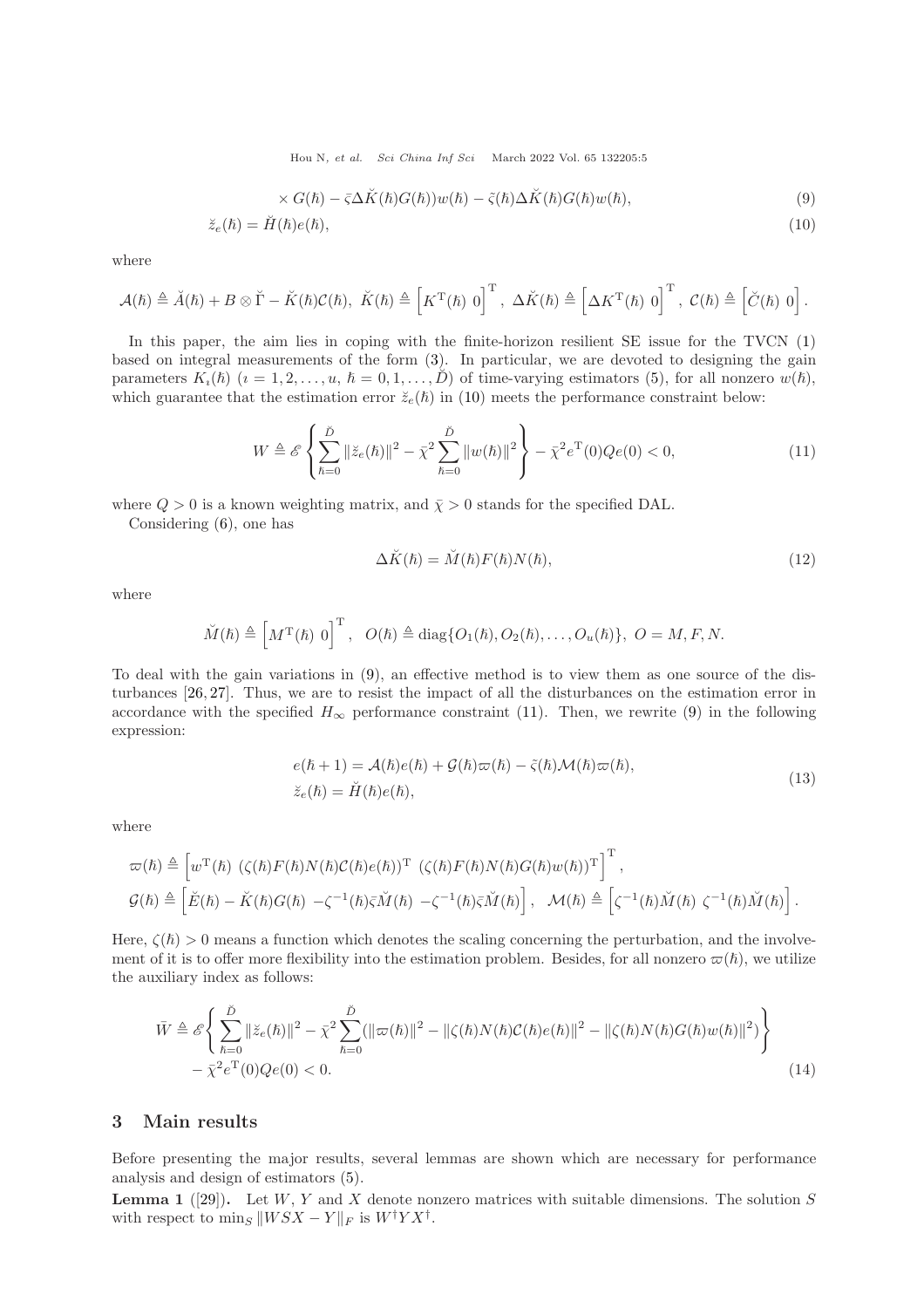$$\times G(\hbar) - \bar{\varsigma}\Delta\breve{K}(\hbar)G(\hbar))w(\hbar) - \tilde{\varsigma}(\hbar)\Delta\breve{K}(\hbar)G(\hbar)w(\hbar), \tag{9}$$

$$\breve{z}_e(\hbar) = \breve{H}(\hbar)e(\hbar), \tag{10}$$

where

$$\mathcal{A}(\hbar) \triangleq \breve{A}(\hbar) + B \otimes \breve{\Gamma} - \breve{K}(\hbar)\mathcal{C}(\hbar),\ \breve{K}(\hbar) \triangleq \begin{bmatrix} K^{\mathrm{T}}(\hbar) & 0 \end{bmatrix}^{\mathrm{T}},\ \Delta\breve{K}(\hbar) \triangleq \begin{bmatrix} \Delta K^{\mathrm{T}}(\hbar) & 0 \end{bmatrix}^{\mathrm{T}},\ \mathcal{C}(\hbar) \triangleq \begin{bmatrix} \breve{C}(\hbar) & 0 \end{bmatrix}.$$

In this paper, the aim lies in coping with the finite-horizon resilient SE issue for the TVCN (1) based on integral measurements of the form (3). In particular, we are devoted to designing the gain parameters $K_\imath(\hbar)$ ($\imath = 1, 2, \ldots, u$, $\hbar = 0, 1, \ldots, \breve{D}$) of time-varying estimators (5), for all nonzero $w(\hbar)$, which guarantee that the estimation error $\breve{z}_e(\hbar)$ in (10) meets the performance constraint below:

$$W \triangleq \mathscr{E}\left\{ \sum_{\hbar=0}^{\breve{D}} \|\breve{z}_e(\hbar)\|^2 - \bar{\chi}^2 \sum_{\hbar=0}^{\breve{D}} \|w(\hbar)\|^2 \right\} - \bar{\chi}^2 e^{\mathrm{T}}(0)Qe(0) < 0, \tag{11}$$

where $Q > 0$ is a known weighting matrix, and $\bar{\chi} > 0$ stands for the specified DAL.

Considering (6), one has

$$\Delta\breve{K}(\hbar) = \breve{M}(\hbar)F(\hbar)N(\hbar), \tag{12}$$

where

$$\breve{M}(\hbar) \triangleq \begin{bmatrix} M^{\mathrm{T}}(\hbar) & 0 \end{bmatrix}^{\mathrm{T}},\ \ O(\hbar) \triangleq \mathrm{diag}\{O_1(\hbar), O_2(\hbar), \ldots, O_u(\hbar)\},\ O = M, F, N.$$

To deal with the gain variations in (9), an effective method is to view them as one source of the disturbances [26, 27]. Thus, we are to resist the impact of all the disturbances on the estimation error in accordance with the specified $H_\infty$ performance constraint (11). Then, we rewrite (9) in the following expression:

$$\begin{aligned} e(\hbar+1) &= \mathcal{A}(\hbar)e(\hbar) + \mathcal{G}(\hbar)\varpi(\hbar) - \tilde{\varsigma}(\hbar)\mathcal{M}(\hbar)\varpi(\hbar), \\ \breve{z}_e(\hbar) &= \breve{H}(\hbar)e(\hbar), \end{aligned} \tag{13}$$

where

$$\begin{aligned} &\varpi(\hbar) \triangleq \begin{bmatrix} w^{\mathrm{T}}(\hbar) & (\zeta(\hbar)F(\hbar)N(\hbar)\mathcal{C}(\hbar)e(\hbar))^{\mathrm{T}} & (\zeta(\hbar)F(\hbar)N(\hbar)G(\hbar)w(\hbar))^{\mathrm{T}} \end{bmatrix}^{\mathrm{T}}, \\ &\mathcal{G}(\hbar) \triangleq \begin{bmatrix} \breve{E}(\hbar) - \breve{K}(\hbar)G(\hbar) & -\zeta^{-1}(\hbar)\bar{\varsigma}\breve{M}(\hbar) & -\zeta^{-1}(\hbar)\bar{\varsigma}\breve{M}(\hbar) \end{bmatrix},\ \ \mathcal{M}(\hbar) \triangleq \begin{bmatrix} \zeta^{-1}(\hbar)\breve{M}(\hbar) & \zeta^{-1}(\hbar)\breve{M}(\hbar) \end{bmatrix}. \end{aligned}$$

Here, $\zeta(\hbar) > 0$ means a function which denotes the scaling concerning the perturbation, and the involvement of it is to offer more flexibility into the estimation problem. Besides, for all nonzero $\varpi(\hbar)$, we utilize the auxiliary index as follows:

$$\begin{aligned} \bar{W} \triangleq \mathscr{E}\Bigg\{ &\sum_{\hbar=0}^{\breve{D}} \|\breve{z}_e(\hbar)\|^2 - \bar{\chi}^2 \sum_{\hbar=0}^{\breve{D}} (\|\varpi(\hbar)\|^2 - \|\zeta(\hbar)N(\hbar)\mathcal{C}(\hbar)e(\hbar)\|^2 - \|\zeta(\hbar)N(\hbar)G(\hbar)w(\hbar)\|^2) \Bigg\} \\ &- \bar{\chi}^2 e^{\mathrm{T}}(0)Qe(0) < 0. \end{aligned} \tag{14}$$

## 3 Main results

Before presenting the major results, several lemmas are shown which are necessary for performance analysis and design of estimators (5).

**Lemma 1** ([29])**.** Let $W$, $Y$ and $X$ denote nonzero matrices with suitable dimensions. The solution $S$ with respect to $\min_S \|WSX - Y\|_F$ is $W^\dagger Y X^\dagger$.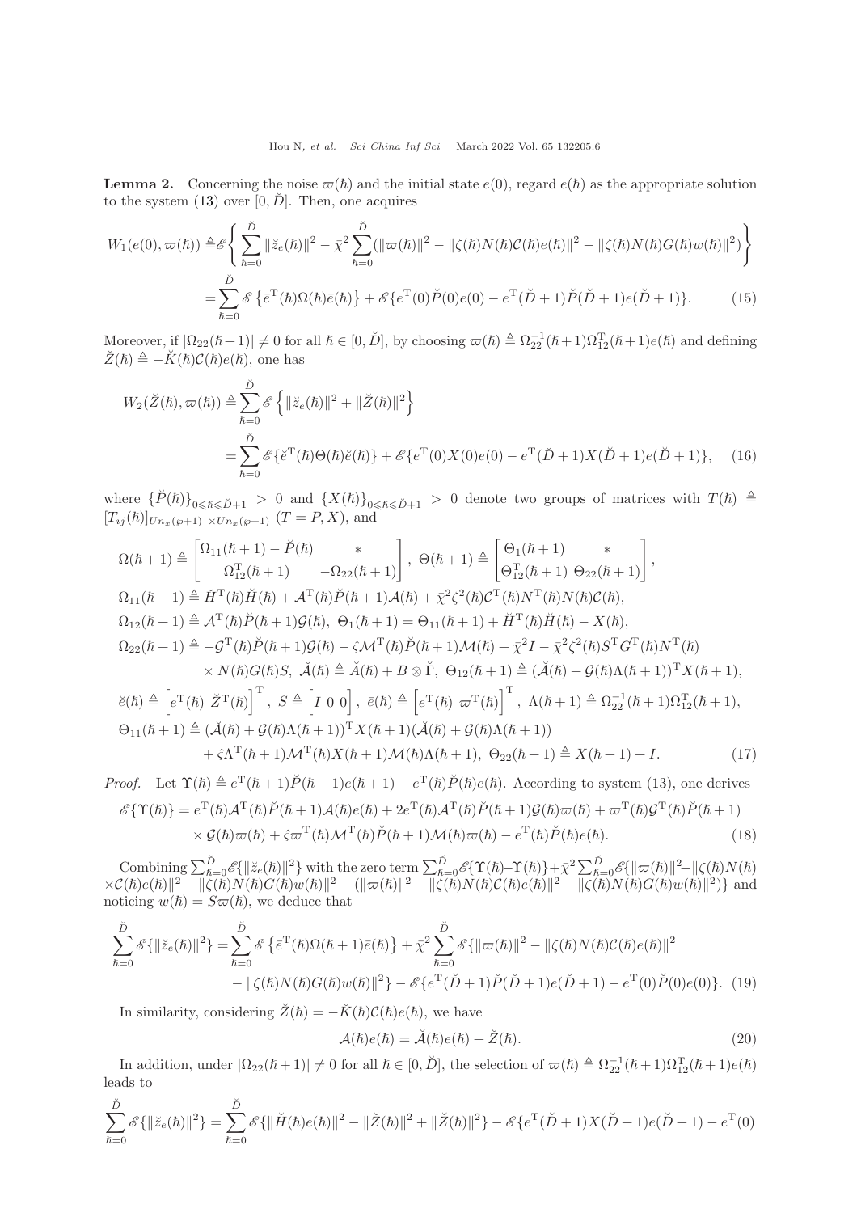**Lemma 2.** Concerning the noise $\varpi(\hbar)$ and the initial state $e(0)$, regard $e(\hbar)$ as the appropriate solution to the system (13) over $[0, \breve{D}]$. Then, one acquires

$$
\begin{aligned}
W_1(e(0), \varpi(\hbar)) \triangleq & \mathscr{E}\left\{ \sum_{\hbar=0}^{\breve{D}} \|\breve{z}_e(\hbar)\|^2 - \bar{\chi}^2 \sum_{\hbar=0}^{\breve{D}} (\|\varpi(\hbar)\|^2 - \|\zeta(\hbar)N(\hbar)\mathcal{C}(\hbar)e(\hbar)\|^2 - \|\zeta(\hbar)N(\hbar)G(\hbar)w(\hbar)\|^2) \right\} \\
= & \sum_{\hbar=0}^{\breve{D}} \mathscr{E}\left\{\bar{e}^{\mathrm{T}}(\hbar)\Omega(\hbar)\bar{e}(\hbar)\right\} + \mathscr{E}\{e^{\mathrm{T}}(0)\breve{P}(0)e(0) - e^{\mathrm{T}}(\breve{D}+1)\breve{P}(\breve{D}+1)e(\breve{D}+1)\}. \qquad (15)
\end{aligned}
$$

Moreover, if $|\Omega_{22}(\hbar+1)| \neq 0$ for all $\hbar \in [0, \breve{D}]$, by choosing $\varpi(\hbar) \triangleq \Omega_{22}^{-1}(\hbar+1)\Omega_{12}^{\mathrm{T}}(\hbar+1)e(\hbar)$ and defining $\breve{Z}(\hbar) \triangleq -\breve{K}(\hbar)\mathcal{C}(\hbar)e(\hbar)$, one has

$$
\begin{aligned}
W_2(\breve{Z}(\hbar), \varpi(\hbar)) \triangleq & \sum_{\hbar=0}^{\breve{D}} \mathscr{E}\left\{ \|\breve{z}_e(\hbar)\|^2 + \|\breve{Z}(\hbar)\|^2 \right\} \\
= & \sum_{\hbar=0}^{\breve{D}} \mathscr{E}\{\breve{e}^{\mathrm{T}}(\hbar)\Theta(\hbar)\breve{e}(\hbar)\} + \mathscr{E}\{e^{\mathrm{T}}(0)X(0)e(0) - e^{\mathrm{T}}(\breve{D}+1)X(\breve{D}+1)e(\breve{D}+1)\}, \qquad (16)
\end{aligned}
$$

where $\{\breve{P}(\hbar)\}_{0 \leqslant \hbar \leqslant \breve{D}+1} > 0$ and $\{X(\hbar)\}_{0 \leqslant \hbar \leqslant \breve{D}+1} > 0$ denote two groups of matrices with $T(\hbar) \triangleq [T_{ij}(\hbar)]_{Un_x(\wp+1) \times Un_x(\wp+1)}$ $(T = P, X)$, and

$$
\begin{aligned}
& \Omega(\hbar+1) \triangleq \begin{bmatrix} \Omega_{11}(\hbar+1) - \breve{P}(\hbar) & * \\ \Omega_{12}^{\mathrm{T}}(\hbar+1) & -\Omega_{22}(\hbar+1) \end{bmatrix}, \ \Theta(\hbar+1) \triangleq \begin{bmatrix} \Theta_1(\hbar+1) & * \\ \Theta_{12}^{\mathrm{T}}(\hbar+1) & \Theta_{22}(\hbar+1) \end{bmatrix}, \\
& \Omega_{11}(\hbar+1) \triangleq \breve{H}^{\mathrm{T}}(\hbar)\breve{H}(\hbar) + \mathcal{A}^{\mathrm{T}}(\hbar)\breve{P}(\hbar+1)\mathcal{A}(\hbar) + \bar{\chi}^2\zeta^2(\hbar)\mathcal{C}^{\mathrm{T}}(\hbar)N^{\mathrm{T}}(\hbar)N(\hbar)\mathcal{C}(\hbar), \\
& \Omega_{12}(\hbar+1) \triangleq \mathcal{A}^{\mathrm{T}}(\hbar)\breve{P}(\hbar+1)\mathcal{G}(\hbar), \ \Theta_1(\hbar+1) = \Theta_{11}(\hbar+1) + \breve{H}^{\mathrm{T}}(\hbar)\breve{H}(\hbar) - X(\hbar), \\
& \Omega_{22}(\hbar+1) \triangleq -\mathcal{G}^{\mathrm{T}}(\hbar)\breve{P}(\hbar+1)\mathcal{G}(\hbar) - \hat{\varsigma}\mathcal{M}^{\mathrm{T}}(\hbar)\breve{P}(\hbar+1)\mathcal{M}(\hbar) + \bar{\chi}^2 I - \bar{\chi}^2\zeta^2(\hbar)S^{\mathrm{T}}G^{\mathrm{T}}(\hbar)N^{\mathrm{T}}(\hbar) \\
& \qquad \times N(\hbar)G(\hbar)S, \ \breve{\mathcal{A}}(\hbar) \triangleq \breve{A}(\hbar) + B \otimes \breve{\Gamma}, \ \Theta_{12}(\hbar+1) \triangleq (\breve{\mathcal{A}}(\hbar) + \mathcal{G}(\hbar)\Lambda(\hbar+1))^{\mathrm{T}}X(\hbar+1), \\
& \breve{e}(\hbar) \triangleq \begin{bmatrix} e^{\mathrm{T}}(\hbar) & \breve{Z}^{\mathrm{T}}(\hbar) \end{bmatrix}^{\mathrm{T}}, \ S \triangleq \begin{bmatrix} I & 0 & 0 \end{bmatrix}, \ \bar{e}(\hbar) \triangleq \begin{bmatrix} e^{\mathrm{T}}(\hbar) & \varpi^{\mathrm{T}}(\hbar) \end{bmatrix}^{\mathrm{T}}, \ \Lambda(\hbar+1) \triangleq \Omega_{22}^{-1}(\hbar+1)\Omega_{12}^{\mathrm{T}}(\hbar+1), \\
& \Theta_{11}(\hbar+1) \triangleq (\breve{\mathcal{A}}(\hbar) + \mathcal{G}(\hbar)\Lambda(\hbar+1))^{\mathrm{T}}X(\hbar+1)(\breve{\mathcal{A}}(\hbar) + \mathcal{G}(\hbar)\Lambda(\hbar+1)) \\
& \qquad + \hat{\varsigma}\Lambda^{\mathrm{T}}(\hbar+1)\mathcal{M}^{\mathrm{T}}(\hbar)X(\hbar+1)\mathcal{M}(\hbar)\Lambda(\hbar+1), \ \Theta_{22}(\hbar+1) \triangleq X(\hbar+1) + I. \qquad (17)
\end{aligned}
$$

*Proof.* Let $\Upsilon(\hbar) \triangleq e^{\mathrm{T}}(\hbar+1)\breve{P}(\hbar+1)e(\hbar+1) - e^{\mathrm{T}}(\hbar)\breve{P}(\hbar)e(\hbar)$. According to system (13), one derives

$$
\begin{aligned}
\mathscr{E}\{\Upsilon(\hbar)\} = & e^{\mathrm{T}}(\hbar)\mathcal{A}^{\mathrm{T}}(\hbar)\breve{P}(\hbar+1)\mathcal{A}(\hbar)e(\hbar) + 2e^{\mathrm{T}}(\hbar)\mathcal{A}^{\mathrm{T}}(\hbar)\breve{P}(\hbar+1)\mathcal{G}(\hbar)\varpi(\hbar) + \varpi^{\mathrm{T}}(\hbar)\mathcal{G}^{\mathrm{T}}(\hbar)\breve{P}(\hbar+1) \\
& \times \mathcal{G}(\hbar)\varpi(\hbar) + \hat{\varsigma}\varpi^{\mathrm{T}}(\hbar)\mathcal{M}^{\mathrm{T}}(\hbar)\breve{P}(\hbar+1)\mathcal{M}(\hbar)\varpi(\hbar) - e^{\mathrm{T}}(\hbar)\breve{P}(\hbar)e(\hbar). \qquad (18)
\end{aligned}
$$

Combining $\sum_{\hbar=0}^{\breve{D}}\mathscr{E}\{\|\breve{z}_e(\hbar)\|^2\}$ with the zero term $\sum_{\hbar=0}^{\breve{D}}\mathscr{E}\{\Upsilon(\hbar) - \Upsilon(\hbar)\} + \bar{\chi}^2\sum_{\hbar=0}^{\breve{D}}\mathscr{E}\{\|\varpi(\hbar)\|^2 - \|\zeta(\hbar)N(\hbar) \times \mathcal{C}(\hbar)e(\hbar)\|^2 - \|\zeta(\hbar)N(\hbar)G(\hbar)w(\hbar)\|^2 - (\|\varpi(\hbar)\|^2 - \|\zeta(\hbar)N(\hbar)\mathcal{C}(\hbar)e(\hbar)\|^2 - \|\zeta(\hbar)N(\hbar)G(\hbar)w(\hbar)\|^2)\}$ and noticing $w(\hbar) = S\varpi(\hbar)$, we deduce that

$$
\begin{aligned}
\sum_{\hbar=0}^{\breve{D}} \mathscr{E}\{\|\breve{z}_e(\hbar)\|^2\} = & \sum_{\hbar=0}^{\breve{D}} \mathscr{E}\left\{\bar{e}^{\mathrm{T}}(\hbar)\Omega(\hbar+1)\bar{e}(\hbar)\right\} + \bar{\chi}^2 \sum_{\hbar=0}^{\breve{D}} \mathscr{E}\{\|\varpi(\hbar)\|^2 - \|\zeta(\hbar)N(\hbar)\mathcal{C}(\hbar)e(\hbar)\|^2 \\
& - \|\zeta(\hbar)N(\hbar)G(\hbar)w(\hbar)\|^2\} - \mathscr{E}\{e^{\mathrm{T}}(\breve{D}+1)\breve{P}(\breve{D}+1)e(\breve{D}+1) - e^{\mathrm{T}}(0)\breve{P}(0)e(0)\}. \qquad (19)
\end{aligned}
$$

In similarity, considering $\breve{Z}(\hbar) = -\breve{K}(\hbar)\mathcal{C}(\hbar)e(\hbar)$, we have

$$
\mathcal{A}(\hbar)e(\hbar) = \breve{\mathcal{A}}(\hbar)e(\hbar) + \breve{Z}(\hbar). \qquad (20)
$$

In addition, under $|\Omega_{22}(\hbar+1)| \neq 0$ for all $\hbar \in [0, \breve{D}]$, the selection of $\varpi(\hbar) \triangleq \Omega_{22}^{-1}(\hbar+1)\Omega_{12}^{\mathrm{T}}(\hbar+1)e(\hbar)$ leads to

$$
\sum_{\hbar=0}^{\breve{D}} \mathscr{E}\{\|\breve{z}_e(\hbar)\|^2\} = \sum_{\hbar=0}^{\breve{D}} \mathscr{E}\{\|\breve{H}(\hbar)e(\hbar)\|^2 - \|\breve{Z}(\hbar)\|^2 + \|\breve{Z}(\hbar)\|^2\} - \mathscr{E}\{e^{\mathrm{T}}(\breve{D}+1)X(\breve{D}+1)e(\breve{D}+1) - e^{\mathrm{T}}(0)
$$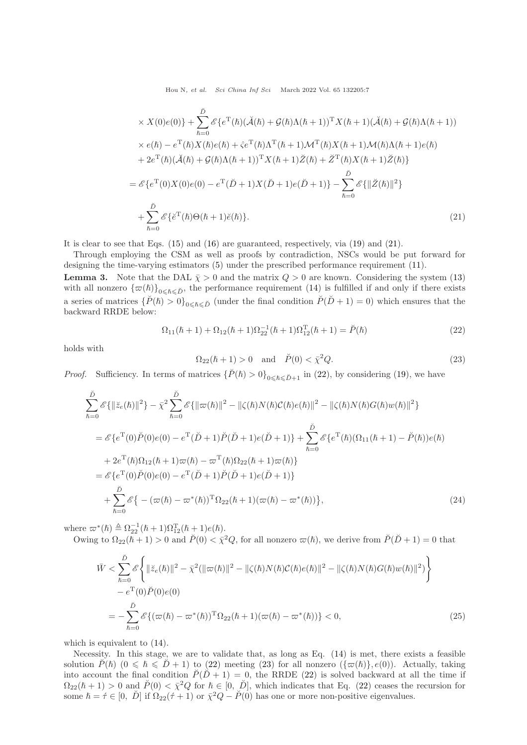$$
\begin{aligned}
&\times X(0)e(0)\} + \sum_{\hbar=0}^{\breve{D}} \mathscr{E}\{e^{\mathrm{T}}(\hbar)(\breve{\mathcal{A}}(\hbar) + \mathcal{G}(\hbar)\Lambda(\hbar+1))^{\mathrm{T}} X(\hbar+1)(\breve{\mathcal{A}}(\hbar) + \mathcal{G}(\hbar)\Lambda(\hbar+1)) \\
&\times e(\hbar) - e^{\mathrm{T}}(\hbar)X(\hbar)e(\hbar) + \hat{\varsigma}e^{\mathrm{T}}(\hbar)\Lambda^{\mathrm{T}}(\hbar+1)\mathcal{M}^{\mathrm{T}}(\hbar)X(\hbar+1)\mathcal{M}(\hbar)\Lambda(\hbar+1)e(\hbar) \\
&+ 2e^{\mathrm{T}}(\hbar)(\breve{\mathcal{A}}(\hbar) + \mathcal{G}(\hbar)\Lambda(\hbar+1))^{\mathrm{T}} X(\hbar+1)\breve{\mathcal{Z}}(\hbar) + \breve{\mathcal{Z}}^{\mathrm{T}}(\hbar)X(\hbar+1)\breve{\mathcal{Z}}(\hbar)\} \\
={}& \mathscr{E}\{e^{\mathrm{T}}(0)X(0)e(0) - e^{\mathrm{T}}(\breve{D}+1)X(\breve{D}+1)e(\breve{D}+1)\} - \sum_{\hbar=0}^{\breve{D}} \mathscr{E}\{\|\breve{\mathcal{Z}}(\hbar)\|^2\} \\
&+ \sum_{\hbar=0}^{\breve{D}} \mathscr{E}\{\breve{e}^{\mathrm{T}}(\hbar)\Theta(\hbar+1)\breve{e}(\hbar)\}.
\end{aligned} \tag{21}
$$

It is clear to see that Eqs. (15) and (16) are guaranteed, respectively, via (19) and (21).

Through employing the CSM as well as proofs by contradiction, NSCs would be put forward for designing the time-varying estimators (5) under the prescribed performance requirement (11).

**Lemma 3.** Note that the DAL $\bar{\chi} > 0$ and the matrix $Q > 0$ are known. Considering the system (13) with all nonzero $\{\varpi(\hbar)\}_{0 \leqslant \hbar \leqslant \breve{D}}$, the performance requirement (14) is fulfilled if and only if there exists a series of matrices $\{\breve{P}(\hbar) > 0\}_{0 \leqslant \hbar \leqslant \breve{D}}$ (under the final condition $\breve{P}(\breve{D}+1) = 0$) which ensures that the backward RRDE below:

$$
\Omega_{11}(\hbar+1) + \Omega_{12}(\hbar+1)\Omega_{22}^{-1}(\hbar+1)\Omega_{12}^{\mathrm{T}}(\hbar+1) = \breve{P}(\hbar) \tag{22}
$$

holds with

$$
\Omega_{22}(\hbar+1) > 0 \quad \text{and} \quad \breve{P}(0) < \bar{\chi}^2 Q. \tag{23}
$$

*Proof.* Sufficiency. In terms of matrices $\{\breve{P}(\hbar) > 0\}_{0 \leqslant \hbar \leqslant \breve{D}+1}$ in (22), by considering (19), we have

$$
\begin{aligned}
&\sum_{\hbar=0}^{\breve{D}} \mathscr{E}\{\|\breve{z}_e(\hbar)\|^2\} - \bar{\chi}^2 \sum_{\hbar=0}^{\breve{D}} \mathscr{E}\{\|\varpi(\hbar)\|^2 - \|\zeta(\hbar)N(\hbar)\mathcal{C}(\hbar)e(\hbar)\|^2 - \|\zeta(\hbar)N(\hbar)G(\hbar)w(\hbar)\|^2\} \\
={}& \mathscr{E}\{e^{\mathrm{T}}(0)\breve{P}(0)e(0) - e^{\mathrm{T}}(\breve{D}+1)\breve{P}(\breve{D}+1)e(\breve{D}+1)\} + \sum_{\hbar=0}^{\breve{D}} \mathscr{E}\{e^{\mathrm{T}}(\hbar)(\Omega_{11}(\hbar+1) - \breve{P}(\hbar))e(\hbar) \\
&+ 2e^{\mathrm{T}}(\hbar)\Omega_{12}(\hbar+1)\varpi(\hbar) - \varpi^{\mathrm{T}}(\hbar)\Omega_{22}(\hbar+1)\varpi(\hbar)\} \\
={}& \mathscr{E}\{e^{\mathrm{T}}(0)\breve{P}(0)e(0) - e^{\mathrm{T}}(\breve{D}+1)\breve{P}(\breve{D}+1)e(\breve{D}+1)\} \\
&+ \sum_{\hbar=0}^{\breve{D}} \mathscr{E}\big\{-(\varpi(\hbar) - \varpi^*(\hbar))^{\mathrm{T}}\Omega_{22}(\hbar+1)(\varpi(\hbar) - \varpi^*(\hbar))\big\},
\end{aligned} \tag{24}
$$

where $\varpi^*(\hbar) \triangleq \Omega_{22}^{-1}(\hbar+1)\Omega_{12}^{\mathrm{T}}(\hbar+1)e(\hbar)$.

Owing to $\Omega_{22}(\hbar+1) > 0$ and $\breve{P}(0) < \bar{\chi}^2 Q$, for all nonzero $\varpi(\hbar)$, we derive from $\breve{P}(\breve{D}+1) = 0$ that

$$
\begin{aligned}
\bar{W} &< \sum_{\hbar=0}^{\breve{D}} \mathscr{E}\left\{\|\breve{z}_e(\hbar)\|^2 - \bar{\chi}^2(\|\varpi(\hbar)\|^2 - \|\zeta(\hbar)N(\hbar)\mathcal{C}(\hbar)e(\hbar)\|^2 - \|\zeta(\hbar)N(\hbar)G(\hbar)w(\hbar)\|^2)\right\} \\
&\quad - e^{\mathrm{T}}(0)\breve{P}(0)e(0) \\
&= -\sum_{\hbar=0}^{\breve{D}} \mathscr{E}\{(\varpi(\hbar) - \varpi^*(\hbar))^{\mathrm{T}}\Omega_{22}(\hbar+1)(\varpi(\hbar) - \varpi^*(\hbar))\} < 0,
\end{aligned} \tag{25}
$$

which is equivalent to (14).

Necessity. In this stage, we are to validate that, as long as Eq. (14) is met, there exists a feasible solution $\breve{P}(\hbar)$ $(0 \leqslant \hbar \leqslant \breve{D}+1)$ to (22) meeting (23) for all nonzero $(\{\varpi(\hbar)\}, e(0))$. Actually, taking into account the final condition $\breve{P}(\breve{D}+1) = 0$, the RRDE (22) is solved backward at all the time if $\Omega_{22}(\hbar+1) > 0$ and $\breve{P}(0) < \bar{\chi}^2 Q$ for $\hbar \in [0,\ \breve{D}]$, which indicates that Eq. (22) ceases the recursion for some $\hbar = \acute{\tau} \in [0,\ \breve{D}]$ if $\Omega_{22}(\acute{\tau}+1)$ or $\bar{\chi}^2 Q - \breve{P}(0)$ has one or more non-positive eigenvalues.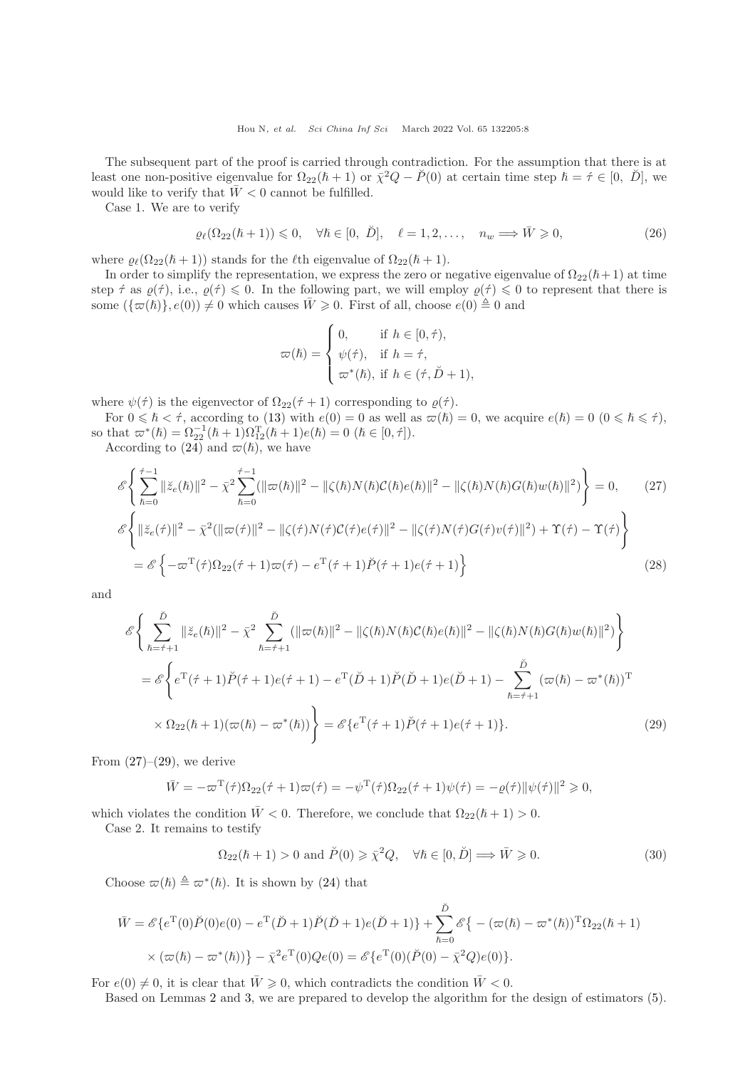The subsequent part of the proof is carried through contradiction. For the assumption that there is at least one non-positive eigenvalue for $\Omega_{22}(\hbar+1)$ or $\bar{\chi}^2 Q - \check{P}(0)$ at certain time step $\hbar = \acute{\tau} \in [0,\ \check{D}]$, we would like to verify that $\bar{W} < 0$ cannot be fulfilled.

Case 1. We are to verify

$$\varrho_\ell(\Omega_{22}(\hbar+1)) \leqslant 0, \quad \forall \hbar \in [0,\ \check{D}], \quad \ell = 1, 2, \ldots, \quad n_w \Longrightarrow \bar{W} \geqslant 0, \tag{26}$$

where $\varrho_\ell(\Omega_{22}(\hbar+1))$ stands for the $\ell$th eigenvalue of $\Omega_{22}(\hbar+1)$.

In order to simplify the representation, we express the zero or negative eigenvalue of $\Omega_{22}(\hbar+1)$ at time step $\acute{\tau}$ as $\varrho(\acute{\tau})$, i.e., $\varrho(\acute{\tau}) \leqslant 0$. In the following part, we will employ $\varrho(\acute{\tau}) \leqslant 0$ to represent that there is some $(\{\varpi(\hbar)\}, e(0)) \neq 0$ which causes $\bar{W} \geqslant 0$. First of all, choose $e(0) \triangleq 0$ and

$$\varpi(\hbar) = \begin{cases} 0, & \text{if } \hbar \in [0, \acute{\tau}), \\ \psi(\acute{\tau}), & \text{if } \hbar = \acute{\tau}, \\ \varpi^*(\hbar), & \text{if } \hbar \in (\acute{\tau}, \check{D}+1), \end{cases}$$

where $\psi(\acute{\tau})$ is the eigenvector of $\Omega_{22}(\acute{\tau}+1)$ corresponding to $\varrho(\acute{\tau})$.

For $0 \leqslant \hbar < \acute{\tau}$, according to (13) with $e(0) = 0$ as well as $\varpi(\hbar) = 0$, we acquire $e(\hbar) = 0$ $(0 \leqslant \hbar \leqslant \acute{\tau})$, so that $\varpi^*(\hbar) = \Omega_{22}^{-1}(\hbar+1)\Omega_{12}^{\mathrm{T}}(\hbar+1)e(\hbar) = 0$ $(\hbar \in [0, \acute{\tau}])$.

According to (24) and $\varpi(\hbar)$, we have

$$\mathscr{E}\left\{ \sum_{\hbar=0}^{\acute{\tau}-1} \|\check{z}_e(\hbar)\|^2 - \bar{\chi}^2 \sum_{\hbar=0}^{\acute{\tau}-1} (\|\varpi(\hbar)\|^2 - \|\zeta(\hbar)N(\hbar)\mathcal{C}(\hbar)e(\hbar)\|^2 - \|\zeta(\hbar)N(\hbar)G(\hbar)w(\hbar)\|^2) \right\} = 0, \tag{27}$$

$$\begin{aligned} &\mathscr{E}\left\{ \|\check{z}_e(\acute{\tau})\|^2 - \bar{\chi}^2(\|\varpi(\acute{\tau})\|^2 - \|\zeta(\acute{\tau})N(\acute{\tau})\mathcal{C}(\acute{\tau})e(\acute{\tau})\|^2 - \|\zeta(\acute{\tau})N(\acute{\tau})G(\acute{\tau})v(\acute{\tau})\|^2) + \Upsilon(\acute{\tau}) - \Upsilon(\acute{\tau}) \right\} \\ &= \mathscr{E}\left\{ -\varpi^{\mathrm{T}}(\acute{\tau})\Omega_{22}(\acute{\tau}+1)\varpi(\acute{\tau}) - e^{\mathrm{T}}(\acute{\tau}+1)\check{P}(\acute{\tau}+1)e(\acute{\tau}+1) \right\} \end{aligned} \tag{28}$$

and

$$\begin{aligned} &\mathscr{E}\left\{ \sum_{\hbar=\acute{\tau}+1}^{\check{D}} \|\check{z}_e(\hbar)\|^2 - \bar{\chi}^2 \sum_{\hbar=\acute{\tau}+1}^{\check{D}} (\|\varpi(\hbar)\|^2 - \|\zeta(\hbar)N(\hbar)\mathcal{C}(\hbar)e(\hbar)\|^2 - \|\zeta(\hbar)N(\hbar)G(\hbar)w(\hbar)\|^2) \right\} \\ &= \mathscr{E}\left\{ e^{\mathrm{T}}(\acute{\tau}+1)\check{P}(\acute{\tau}+1)e(\acute{\tau}+1) - e^{\mathrm{T}}(\check{D}+1)\check{P}(\check{D}+1)e(\check{D}+1) - \sum_{\hbar=\acute{\tau}+1}^{\check{D}} (\varpi(\hbar) - \varpi^*(\hbar))^{\mathrm{T}} \right. \\ &\quad \left. \times \Omega_{22}(\hbar+1)(\varpi(\hbar) - \varpi^*(\hbar)) \right\} = \mathscr{E}\{e^{\mathrm{T}}(\acute{\tau}+1)\check{P}(\acute{\tau}+1)e(\acute{\tau}+1)\}. \end{aligned} \tag{29}$$

From (27)–(29), we derive

$$\bar{W} = -\varpi^{\mathrm{T}}(\acute{\tau})\Omega_{22}(\acute{\tau}+1)\varpi(\acute{\tau}) = -\psi^{\mathrm{T}}(\acute{\tau})\Omega_{22}(\acute{\tau}+1)\psi(\acute{\tau}) = -\varrho(\acute{\tau})\|\psi(\acute{\tau})\|^2 \geqslant 0,$$

which violates the condition $\bar{W} < 0$. Therefore, we conclude that $\Omega_{22}(\hbar+1) > 0$.

Case 2. It remains to testify

$$\Omega_{22}(\hbar+1) > 0 \text{ and } \check{P}(0) \geqslant \bar{\chi}^2 Q, \quad \forall \hbar \in [0, \check{D}] \Longrightarrow \bar{W} \geqslant 0. \tag{30}$$

Choose $\varpi(\hbar) \triangleq \varpi^*(\hbar)$. It is shown by (24) that

$$\begin{aligned} \bar{W} &= \mathscr{E}\{e^{\mathrm{T}}(0)\check{P}(0)e(0) - e^{\mathrm{T}}(\check{D}+1)\check{P}(\check{D}+1)e(\check{D}+1)\} + \sum_{\hbar=0}^{\check{D}} \mathscr{E}\{-(\varpi(\hbar) - \varpi^*(\hbar))^{\mathrm{T}}\Omega_{22}(\hbar+1) \\ &\quad \times (\varpi(\hbar) - \varpi^*(\hbar))\} - \bar{\chi}^2 e^{\mathrm{T}}(0)Qe(0) = \mathscr{E}\{e^{\mathrm{T}}(0)(\check{P}(0) - \bar{\chi}^2 Q)e(0)\}. \end{aligned}$$

For $e(0) \neq 0$, it is clear that $\bar{W} \geqslant 0$, which contradicts the condition $\bar{W} < 0$.

Based on Lemmas 2 and 3, we are prepared to develop the algorithm for the design of estimators (5).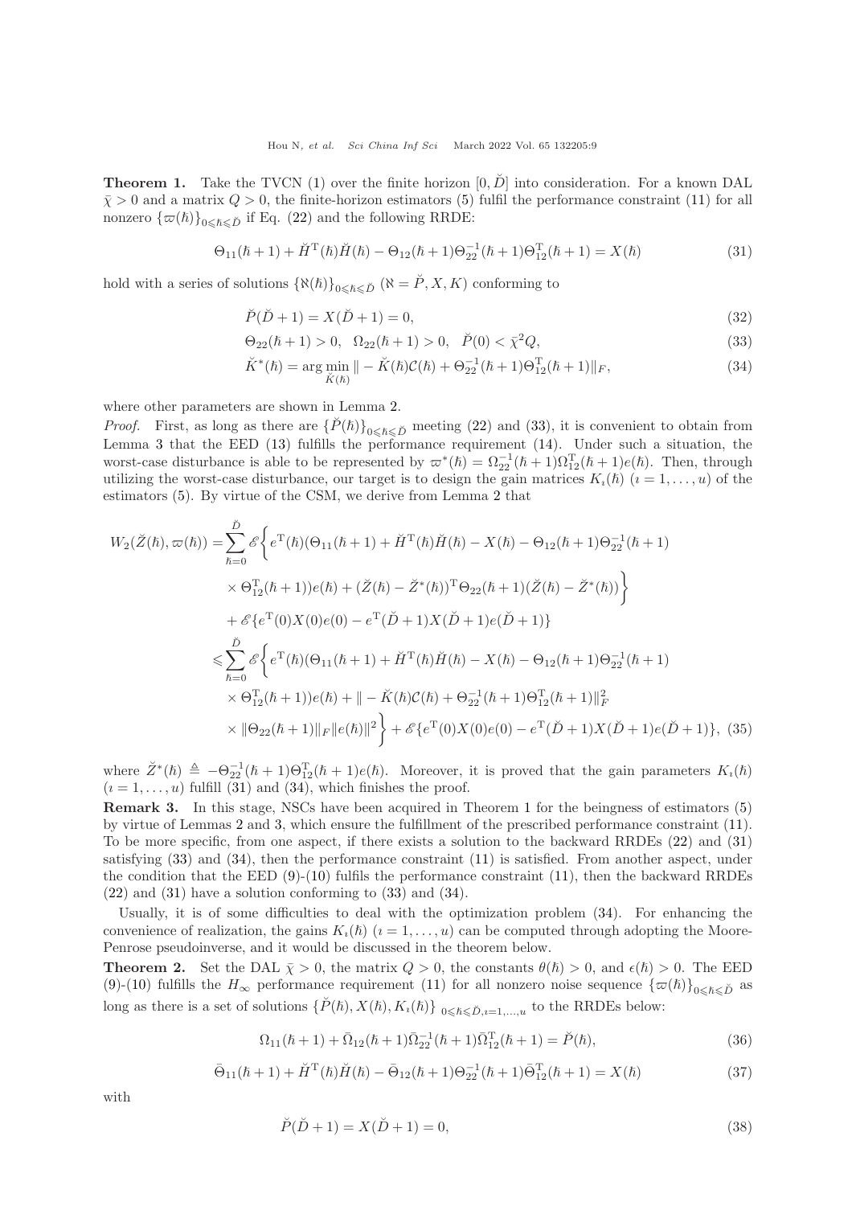**Theorem 1.** Take the TVCN (1) over the finite horizon $[0, \breve{D}]$ into consideration. For a known DAL $\bar{\chi} > 0$ and a matrix $Q > 0$, the finite-horizon estimators (5) fulfil the performance constraint (11) for all nonzero $\{\varpi(\hbar)\}_{0\leqslant \hbar\leqslant \breve{D}}$ if Eq. (22) and the following RRDE:

$$\Theta_{11}(\hbar+1) + \breve{H}^{\mathrm{T}}(\hbar)\breve{H}(\hbar) - \Theta_{12}(\hbar+1)\Theta_{22}^{-1}(\hbar+1)\Theta_{12}^{\mathrm{T}}(\hbar+1) = X(\hbar) \tag{31}$$

hold with a series of solutions $\{\aleph(\hbar)\}_{0\leqslant \hbar\leqslant \breve{D}}$ ($\aleph = \breve{P}, X, K$) conforming to

$$\breve{P}(\breve{D}+1) = X(\breve{D}+1) = 0, \tag{32}$$

$$\Theta_{22}(\hbar+1) > 0, \quad \Omega_{22}(\hbar+1) > 0, \quad \breve{P}(0) < \bar{\chi}^2 Q, \tag{33}$$

$$\breve{K}^*(\hbar) = \arg\min_{\breve{K}(\hbar)} \| - \breve{K}(\hbar)\mathcal{C}(\hbar) + \Theta_{22}^{-1}(\hbar+1)\Theta_{12}^{\mathrm{T}}(\hbar+1)\|_F, \tag{34}$$

where other parameters are shown in Lemma 2.

*Proof.* First, as long as there are $\{\breve{P}(\hbar)\}_{0\leqslant \hbar\leqslant \breve{D}}$ meeting (22) and (33), it is convenient to obtain from Lemma 3 that the EED (13) fulfills the performance requirement (14). Under such a situation, the worst-case disturbance is able to be represented by $\varpi^*(\hbar) = \Omega_{22}^{-1}(\hbar+1)\Omega_{12}^{\mathrm{T}}(\hbar+1)e(\hbar)$. Then, through utilizing the worst-case disturbance, our target is to design the gain matrices $K_\imath(\hbar)$ ($\imath = 1, \ldots, u$) of the estimators (5). By virtue of the CSM, we derive from Lemma 2 that

$$\begin{aligned}
W_2(\breve{Z}(\hbar), \varpi(\hbar)) =& \sum_{\hbar=0}^{\breve{D}} \mathscr{E}\bigg\{ e^{\mathrm{T}}(\hbar)(\Theta_{11}(\hbar+1) + \breve{H}^{\mathrm{T}}(\hbar)\breve{H}(\hbar) - X(\hbar) - \Theta_{12}(\hbar+1)\Theta_{22}^{-1}(\hbar+1) \\
&\times \Theta_{12}^{\mathrm{T}}(\hbar+1))e(\hbar) + (\breve{Z}(\hbar) - \breve{Z}^*(\hbar))^{\mathrm{T}}\Theta_{22}(\hbar+1)(\breve{Z}(\hbar) - \breve{Z}^*(\hbar)) \bigg\} \\
&+ \mathscr{E}\{e^{\mathrm{T}}(0)X(0)e(0) - e^{\mathrm{T}}(\breve{D}+1)X(\breve{D}+1)e(\breve{D}+1)\} \\
\leqslant& \sum_{\hbar=0}^{\breve{D}} \mathscr{E}\bigg\{ e^{\mathrm{T}}(\hbar)(\Theta_{11}(\hbar+1) + \breve{H}^{\mathrm{T}}(\hbar)\breve{H}(\hbar) - X(\hbar) - \Theta_{12}(\hbar+1)\Theta_{22}^{-1}(\hbar+1) \\
&\times \Theta_{12}^{\mathrm{T}}(\hbar+1))e(\hbar) + \| - \breve{K}(\hbar)\mathcal{C}(\hbar) + \Theta_{22}^{-1}(\hbar+1)\Theta_{12}^{\mathrm{T}}(\hbar+1)\|_F^2 \\
&\times \|\Theta_{22}(\hbar+1)\|_F \|e(\hbar)\|^2 \bigg\} + \mathscr{E}\{e^{\mathrm{T}}(0)X(0)e(0) - e^{\mathrm{T}}(\breve{D}+1)X(\breve{D}+1)e(\breve{D}+1)\},
\end{aligned} \tag{35}$$

where $\breve{Z}^*(\hbar) \triangleq -\Theta_{22}^{-1}(\hbar+1)\Theta_{12}^{\mathrm{T}}(\hbar+1)e(\hbar)$. Moreover, it is proved that the gain parameters $K_\imath(\hbar)$ ($\imath = 1, \ldots, u$) fulfill (31) and (34), which finishes the proof.

**Remark 3.** In this stage, NSCs have been acquired in Theorem 1 for the beingness of estimators (5) by virtue of Lemmas 2 and 3, which ensure the fulfillment of the prescribed performance constraint (11). To be more specific, from one aspect, if there exists a solution to the backward RRDEs (22) and (31) satisfying (33) and (34), then the performance constraint (11) is satisfied. From another aspect, under the condition that the EED (9)-(10) fulfils the performance constraint (11), then the backward RRDEs (22) and (31) have a solution conforming to (33) and (34).

Usually, it is of some difficulties to deal with the optimization problem (34). For enhancing the convenience of realization, the gains $K_\imath(\hbar)$ ($\imath = 1, \ldots, u$) can be computed through adopting the Moore-Penrose pseudoinverse, and it would be discussed in the theorem below.

**Theorem 2.** Set the DAL $\bar{\chi} > 0$, the matrix $Q > 0$, the constants $\theta(\hbar) > 0$, and $\epsilon(\hbar) > 0$. The EED (9)-(10) fulfills the $H_\infty$ performance requirement (11) for all nonzero noise sequence $\{\varpi(\hbar)\}_{0\leqslant \hbar\leqslant \breve{D}}$ as long as there is a set of solutions $\{\breve{P}(\hbar), X(\hbar), K_\imath(\hbar)\}_{0\leqslant \hbar\leqslant \breve{D}, \imath=1,\ldots,u}$ to the RRDEs below:

$$\Omega_{11}(\hbar+1) + \bar{\Omega}_{12}(\hbar+1)\bar{\Omega}_{22}^{-1}(\hbar+1)\bar{\Omega}_{12}^{\mathrm{T}}(\hbar+1) = \breve{P}(\hbar), \tag{36}$$

$$\bar{\Theta}_{11}(\hbar+1) + \breve{H}^{\mathrm{T}}(\hbar)\breve{H}(\hbar) - \bar{\Theta}_{12}(\hbar+1)\Theta_{22}^{-1}(\hbar+1)\bar{\Theta}_{12}^{\mathrm{T}}(\hbar+1) = X(\hbar) \tag{37}$$

with

$$\breve{P}(\breve{D}+1) = X(\breve{D}+1) = 0, \tag{38}$$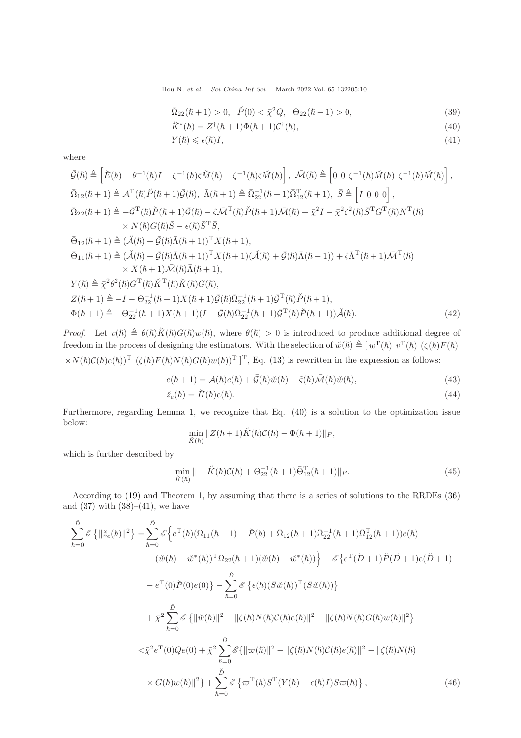$$\bar{\Omega}_{22}(\hbar+1)>0,\quad \breve{P}(0)<\bar{\chi}^2 Q,\quad \Theta_{22}(\hbar+1)>0, \tag{39}$$

$$\breve{K}^*(\hbar)=Z^{\dagger}(\hbar+1)\Phi(\hbar+1)\mathcal{C}^{\dagger}(\hbar), \tag{40}$$

$$Y(\hbar)\leqslant \epsilon(\hbar)I, \tag{41}$$

where

$$
\begin{aligned}
&\bar{\mathcal{G}}(\hbar)\triangleq\Big[\breve{E}(\hbar)\ -\theta^{-1}(\hbar)I\ -\zeta^{-1}(\hbar)\bar{\varsigma}\breve{M}(\hbar)\ -\zeta^{-1}(\hbar)\bar{\varsigma}\breve{M}(\hbar)\Big],\ \bar{\mathcal{M}}(\hbar)\triangleq\Big[0\ 0\ \zeta^{-1}(\hbar)\breve{M}(\hbar)\ \zeta^{-1}(\hbar)\breve{M}(\hbar)\Big],\\
&\bar{\Omega}_{12}(\hbar+1)\triangleq\mathcal{A}^{\mathrm{T}}(\hbar)\breve{P}(\hbar+1)\bar{\mathcal{G}}(\hbar),\ \bar{\Lambda}(\hbar+1)\triangleq\bar{\Omega}_{22}^{-1}(\hbar+1)\bar{\Omega}_{12}^{\mathrm{T}}(\hbar+1),\ \bar{S}\triangleq\Big[I\ 0\ 0\ 0\Big],\\
&\bar{\Omega}_{22}(\hbar+1)\triangleq-\bar{\mathcal{G}}^{\mathrm{T}}(\hbar)\breve{P}(\hbar+1)\bar{\mathcal{G}}(\hbar)-\hat{\varsigma}\bar{\mathcal{M}}^{\mathrm{T}}(\hbar)\breve{P}(\hbar+1)\bar{\mathcal{M}}(\hbar)+\bar{\chi}^2I-\bar{\chi}^2\zeta^2(\hbar)\bar{S}^{\mathrm{T}}G^{\mathrm{T}}(\hbar)N^{\mathrm{T}}(\hbar)\\
&\qquad\times N(\hbar)G(\hbar)\bar{S}-\epsilon(\hbar)\bar{S}^{\mathrm{T}}\bar{S},\\
&\bar{\Theta}_{12}(\hbar+1)\triangleq(\breve{\mathcal{A}}(\hbar)+\bar{\mathcal{G}}(\hbar)\bar{\Lambda}(\hbar+1))^{\mathrm{T}}X(\hbar+1),\\
&\bar{\Theta}_{11}(\hbar+1)\triangleq(\breve{\mathcal{A}}(\hbar)+\bar{\mathcal{G}}(\hbar)\bar{\Lambda}(\hbar+1))^{\mathrm{T}}X(\hbar+1)(\breve{\mathcal{A}}(\hbar)+\bar{\mathcal{G}}(\hbar)\bar{\Lambda}(\hbar+1))+\hat{\varsigma}\bar{\Lambda}^{\mathrm{T}}(\hbar+1)\bar{\mathcal{M}}^{\mathrm{T}}(\hbar)\\
&\qquad\times X(\hbar+1)\bar{\mathcal{M}}(\hbar)\bar{\Lambda}(\hbar+1),\\
&Y(\hbar)\triangleq\bar{\chi}^2\theta^2(\hbar)G^{\mathrm{T}}(\hbar)\breve{K}^{\mathrm{T}}(\hbar)\breve{K}(\hbar)G(\hbar),\\
&Z(\hbar+1)\triangleq-I-\Theta_{22}^{-1}(\hbar+1)X(\hbar+1)\bar{\mathcal{G}}(\hbar)\bar{\Omega}_{22}^{-1}(\hbar+1)\bar{\mathcal{G}}^{\mathrm{T}}(\hbar)\breve{P}(\hbar+1),\\
&\Phi(\hbar+1)\triangleq-\Theta_{22}^{-1}(\hbar+1)X(\hbar+1)(I+\bar{\mathcal{G}}(\hbar)\bar{\Omega}_{22}^{-1}(\hbar+1)\bar{\mathcal{G}}^{\mathrm{T}}(\hbar)\breve{P}(\hbar+1))\breve{\mathcal{A}}(\hbar).
\end{aligned}\tag{42}
$$

*Proof.* Let $v(\hbar)\triangleq\theta(\hbar)\breve{K}(\hbar)G(\hbar)w(\hbar)$, where $\theta(\hbar)>0$ is introduced to produce additional degree of freedom in the process of designing the estimators. With the selection of $\breve{w}(\hbar)\triangleq[\,w^{\mathrm{T}}(\hbar)\ v^{\mathrm{T}}(\hbar)\ (\zeta(\hbar)F(\hbar)\times N(\hbar)\mathcal{C}(\hbar)e(\hbar))^{\mathrm{T}}\ (\zeta(\hbar)F(\hbar)N(\hbar)G(\hbar)w(\hbar))^{\mathrm{T}}\,]^{\mathrm{T}}$, Eq. (13) is rewritten in the expression as follows:

$$e(\hbar+1)=\mathcal{A}(\hbar)e(\hbar)+\bar{\mathcal{G}}(\hbar)\breve{w}(\hbar)-\tilde{\varsigma}(\hbar)\bar{\mathcal{M}}(\hbar)\breve{w}(\hbar), \tag{43}$$

$$\breve{z}_e(\hbar)=\breve{H}(\hbar)e(\hbar). \tag{44}$$

Furthermore, regarding Lemma 1, we recognize that Eq. (40) is a solution to the optimization issue below:

$$\min_{\breve{K}(\hbar)}\|Z(\hbar+1)\breve{K}(\hbar)\mathcal{C}(\hbar)-\Phi(\hbar+1)\|_F,$$

which is further described by

$$\min_{\breve{K}(\hbar)}\|-\breve{K}(\hbar)\mathcal{C}(\hbar)+\Theta_{22}^{-1}(\hbar+1)\bar{\Theta}_{12}^{\mathrm{T}}(\hbar+1)\|_F. \tag{45}$$

According to (19) and Theorem 1, by assuming that there is a series of solutions to the RRDEs (36) and (37) with (38)–(41), we have

$$
\begin{aligned}
\sum_{\hbar=0}^{\breve{D}}\mathscr{E}\left\{\|\breve{z}_e(\hbar)\|^2\right\}=&\sum_{\hbar=0}^{\breve{D}}\mathscr{E}\Big\{e^{\mathrm{T}}(\hbar)(\Omega_{11}(\hbar+1)-\breve{P}(\hbar)+\bar{\Omega}_{12}(\hbar+1)\bar{\Omega}_{22}^{-1}(\hbar+1)\bar{\Omega}_{12}^{\mathrm{T}}(\hbar+1))e(\hbar)\\
&-(\breve{w}(\hbar)-\breve{w}^*(\hbar))^{\mathrm{T}}\bar{\Omega}_{22}(\hbar+1)(\breve{w}(\hbar)-\breve{w}^*(\hbar))\Big\}-\mathscr{E}\big\{e^{\mathrm{T}}(\breve{D}+1)\breve{P}(\breve{D}+1)e(\breve{D}+1)\\
&-e^{\mathrm{T}}(0)\breve{P}(0)e(0)\big\}-\sum_{\hbar=0}^{\breve{D}}\mathscr{E}\left\{\epsilon(\hbar)(\bar{S}\breve{w}(\hbar))^{\mathrm{T}}(\bar{S}\breve{w}(\hbar))\right\}\\
&+\bar{\chi}^2\sum_{\hbar=0}^{\breve{D}}\mathscr{E}\left\{\|\breve{w}(\hbar)\|^2-\|\zeta(\hbar)N(\hbar)\mathcal{C}(\hbar)e(\hbar)\|^2-\|\zeta(\hbar)N(\hbar)G(\hbar)w(\hbar)\|^2\right\}\\
<&\bar{\chi}^2e^{\mathrm{T}}(0)Qe(0)+\bar{\chi}^2\sum_{\hbar=0}^{\breve{D}}\mathscr{E}\{\|\varpi(\hbar)\|^2-\|\zeta(\hbar)N(\hbar)\mathcal{C}(\hbar)e(\hbar)\|^2-\|\zeta(\hbar)N(\hbar)\\
&\times G(\hbar)w(\hbar)\|^2\}+\sum_{\hbar=0}^{\breve{D}}\mathscr{E}\left\{\varpi^{\mathrm{T}}(\hbar)S^{\mathrm{T}}(Y(\hbar)-\epsilon(\hbar)I)S\varpi(\hbar)\right\},
\end{aligned}\tag{46}
$$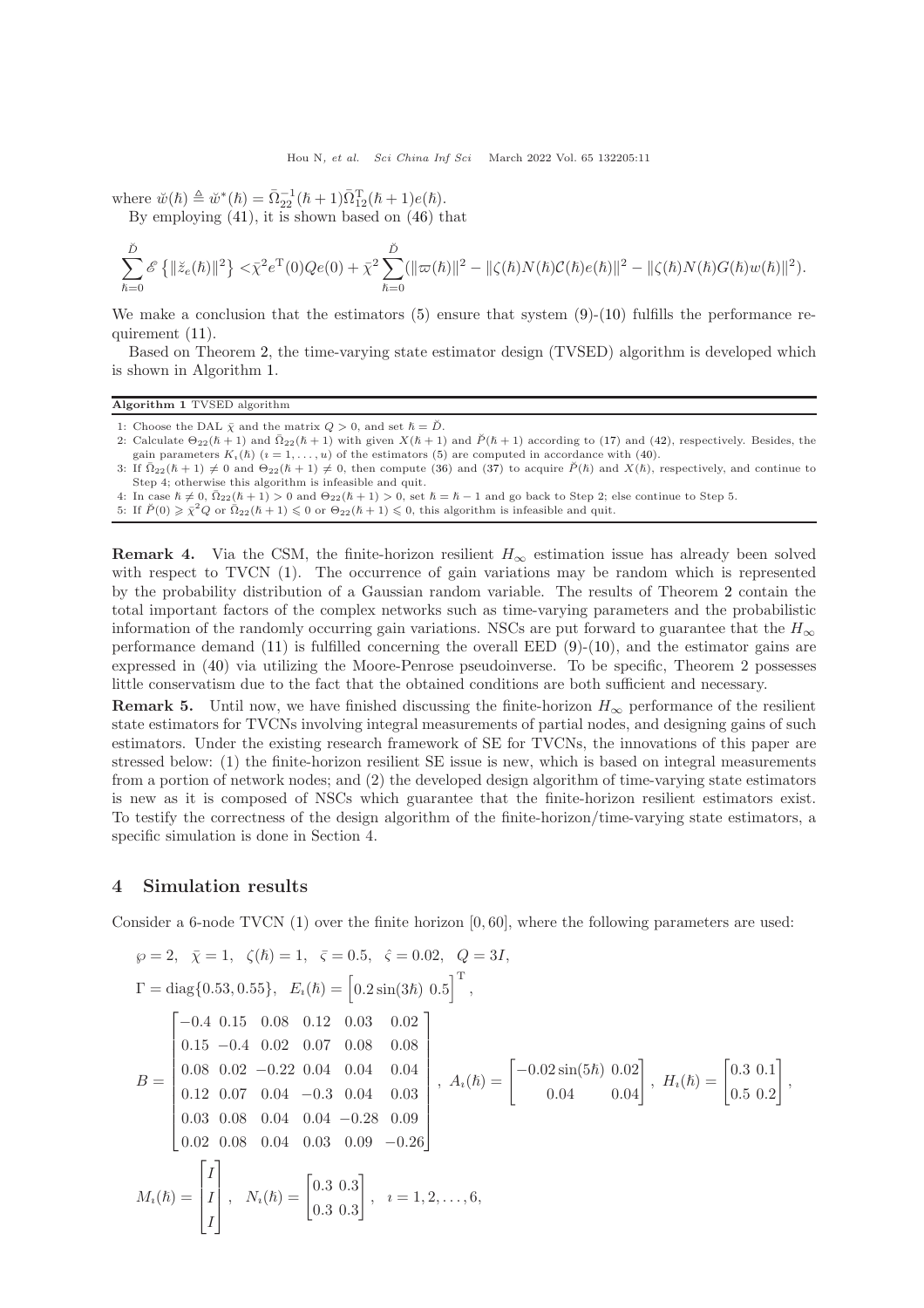where $\breve{w}(\hbar) \triangleq \breve{w}^*(\hbar) = \bar{\Omega}_{22}^{-1}(\hbar+1)\bar{\Omega}_{12}^{\mathrm{T}}(\hbar+1)e(\hbar)$.

By employing (41), it is shown based on (46) that

$$\sum_{\hbar=0}^{\breve{D}} \mathscr{E}\left\{\|\breve{z}_e(\hbar)\|^2\right\} < \bar{\chi}^2 e^{\mathrm{T}}(0)Qe(0) + \bar{\chi}^2 \sum_{\hbar=0}^{\breve{D}} (\|\varpi(\hbar)\|^2 - \|\zeta(\hbar)N(\hbar)\mathcal{C}(\hbar)e(\hbar)\|^2 - \|\zeta(\hbar)N(\hbar)G(\hbar)w(\hbar)\|^2).$$

We make a conclusion that the estimators (5) ensure that system (9)-(10) fulfills the performance requirement (11).

Based on Theorem 2, the time-varying state estimator design (TVSED) algorithm is developed which is shown in Algorithm 1.

**Algorithm 1** TVSED algorithm

1: Choose the DAL $\bar{\chi}$ and the matrix $Q > 0$, and set $\hbar = \breve{D}$.
2: Calculate $\Theta_{22}(\hbar+1)$ and $\bar{\Omega}_{22}(\hbar+1)$ with given $X(\hbar+1)$ and $\breve{P}(\hbar+1)$ according to (17) and (42), respectively. Besides, the gain parameters $K_\imath(\hbar)$ ($\imath = 1, \ldots, u$) of the estimators (5) are computed in accordance with (40).
3: If $\bar{\Omega}_{22}(\hbar+1) \neq 0$ and $\Theta_{22}(\hbar+1) \neq 0$, then compute (36) and (37) to acquire $\breve{P}(\hbar)$ and $X(\hbar)$, respectively, and continue to Step 4; otherwise this algorithm is infeasible and quit.
4: In case $\hbar \neq 0$, $\bar{\Omega}_{22}(\hbar+1) > 0$ and $\Theta_{22}(\hbar+1) > 0$, set $\hbar = \hbar - 1$ and go back to Step 2; else continue to Step 5.
5: If $\breve{P}(0) \geqslant \bar{\chi}^2 Q$ or $\bar{\Omega}_{22}(\hbar+1) \leqslant 0$ or $\Theta_{22}(\hbar+1) \leqslant 0$, this algorithm is infeasible and quit.

**Remark 4.** Via the CSM, the finite-horizon resilient $H_\infty$ estimation issue has already been solved with respect to TVCN (1). The occurrence of gain variations may be random which is represented by the probability distribution of a Gaussian random variable. The results of Theorem 2 contain the total important factors of the complex networks such as time-varying parameters and the probabilistic information of the randomly occurring gain variations. NSCs are put forward to guarantee that the $H_\infty$ performance demand (11) is fulfilled concerning the overall EED (9)-(10), and the estimator gains are expressed in (40) via utilizing the Moore-Penrose pseudoinverse. To be specific, Theorem 2 possesses little conservatism due to the fact that the obtained conditions are both sufficient and necessary.

**Remark 5.** Until now, we have finished discussing the finite-horizon $H_\infty$ performance of the resilient state estimators for TVCNs involving integral measurements of partial nodes, and designing gains of such estimators. Under the existing research framework of SE for TVCNs, the innovations of this paper are stressed below: (1) the finite-horizon resilient SE issue is new, which is based on integral measurements from a portion of network nodes; and (2) the developed design algorithm of time-varying state estimators is new as it is composed of NSCs which guarantee that the finite-horizon resilient estimators exist. To testify the correctness of the design algorithm of the finite-horizon/time-varying state estimators, a specific simulation is done in Section 4.

## 4 Simulation results

Consider a 6-node TVCN (1) over the finite horizon $[0, 60]$, where the following parameters are used:

$$\wp = 2, \quad \bar{\chi} = 1, \quad \zeta(\hbar) = 1, \quad \bar{\varsigma} = 0.5, \quad \hat{\varsigma} = 0.02, \quad Q = 3I,$$

$$\Gamma = \mathrm{diag}\{0.53, 0.55\}, \quad E_\imath(\hbar) = \begin{bmatrix} 0.2\sin(3\hbar) & 0.5 \end{bmatrix}^{\mathrm{T}},$$

$$B = \begin{bmatrix} -0.4 & 0.15 & 0.08 & 0.12 & 0.03 & 0.02 \\ 0.15 & -0.4 & 0.02 & 0.07 & 0.08 & 0.08 \\ 0.08 & 0.02 & -0.22 & 0.04 & 0.04 & 0.04 \\ 0.12 & 0.07 & 0.04 & -0.3 & 0.04 & 0.03 \\ 0.03 & 0.08 & 0.04 & 0.04 & -0.28 & 0.09 \\ 0.02 & 0.08 & 0.04 & 0.03 & 0.09 & -0.26 \end{bmatrix}, \quad A_\imath(\hbar) = \begin{bmatrix} -0.02\sin(5\hbar) & 0.02 \\ 0.04 & 0.04 \end{bmatrix}, \quad H_\imath(\hbar) = \begin{bmatrix} 0.3 & 0.1 \\ 0.5 & 0.2 \end{bmatrix},$$

$$M_\imath(\hbar) = \begin{bmatrix} I \\ I \\ I \end{bmatrix}, \quad N_\imath(\hbar) = \begin{bmatrix} 0.3 & 0.3 \\ 0.3 & 0.3 \end{bmatrix}, \quad \imath = 1, 2, \ldots, 6,$$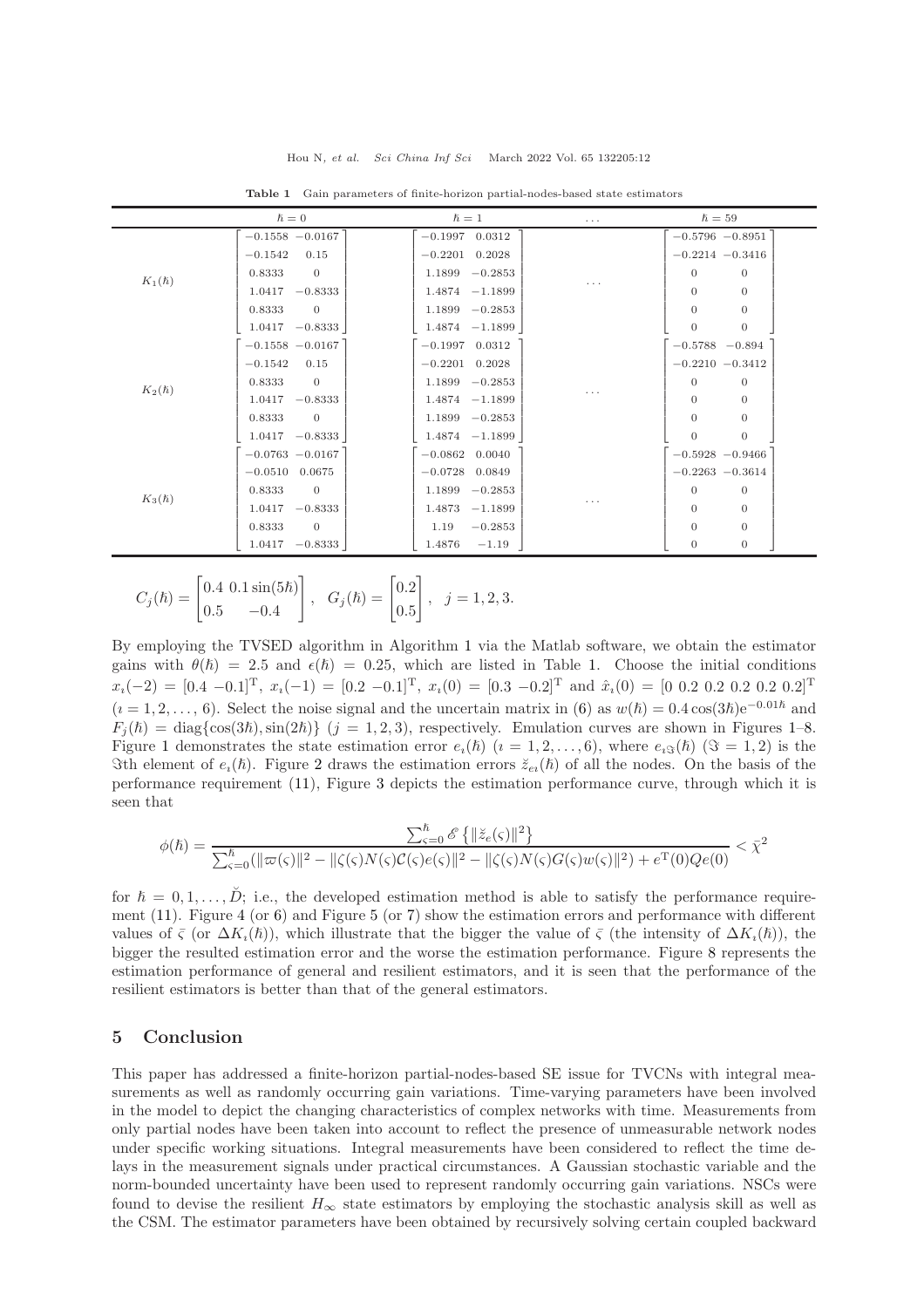**Table 1** Gain parameters of finite-horizon partial-nodes-based state estimators

| | $\hbar=0$ | $\hbar=1$ | $\dots$ | $\hbar=59$ |
|---|---|---|---|---|
| $K_1(\hbar)$ | $\begin{bmatrix} -0.1558 & -0.0167 \\ -0.1542 & 0.15 \\ 0.8333 & 0 \\ 1.0417 & -0.8333 \\ 0.8333 & 0 \\ 1.0417 & -0.8333 \end{bmatrix}$ | $\begin{bmatrix} -0.1997 & 0.0312 \\ -0.2201 & 0.2028 \\ 1.1899 & -0.2853 \\ 1.4874 & -1.1899 \\ 1.1899 & -0.2853 \\ 1.4874 & -1.1899 \end{bmatrix}$ | $\dots$ | $\begin{bmatrix} -0.5796 & -0.8951 \\ -0.2214 & -0.3416 \\ 0 & 0 \\ 0 & 0 \\ 0 & 0 \\ 0 & 0 \end{bmatrix}$ |
| $K_2(\hbar)$ | $\begin{bmatrix} -0.1558 & -0.0167 \\ -0.1542 & 0.15 \\ 0.8333 & 0 \\ 1.0417 & -0.8333 \\ 0.8333 & 0 \\ 1.0417 & -0.8333 \end{bmatrix}$ | $\begin{bmatrix} -0.1997 & 0.0312 \\ -0.2201 & 0.2028 \\ 1.1899 & -0.2853 \\ 1.4874 & -1.1899 \\ 1.1899 & -0.2853 \\ 1.4874 & -1.1899 \end{bmatrix}$ | $\dots$ | $\begin{bmatrix} -0.5788 & -0.894 \\ -0.2210 & -0.3412 \\ 0 & 0 \\ 0 & 0 \\ 0 & 0 \\ 0 & 0 \end{bmatrix}$ |
| $K_3(\hbar)$ | $\begin{bmatrix} -0.0763 & -0.0167 \\ -0.0510 & 0.0675 \\ 0.8333 & 0 \\ 1.0417 & -0.8333 \\ 0.8333 & 0 \\ 1.0417 & -0.8333 \end{bmatrix}$ | $\begin{bmatrix} -0.0862 & 0.0040 \\ -0.0728 & 0.0849 \\ 1.1899 & -0.2853 \\ 1.4873 & -1.1899 \\ 1.19 & -0.2853 \\ 1.4876 & -1.19 \end{bmatrix}$ | $\dots$ | $\begin{bmatrix} -0.5928 & -0.9466 \\ -0.2263 & -0.3614 \\ 0 & 0 \\ 0 & 0 \\ 0 & 0 \\ 0 & 0 \end{bmatrix}$ |

$$C_j(\hbar) = \begin{bmatrix} 0.4 & 0.1\sin(5\hbar) \\ 0.5 & -0.4 \end{bmatrix}, \quad G_j(\hbar) = \begin{bmatrix} 0.2 \\ 0.5 \end{bmatrix}, \quad j = 1, 2, 3.$$

By employing the TVSED algorithm in Algorithm 1 via the Matlab software, we obtain the estimator gains with $\theta(\hbar) = 2.5$ and $\epsilon(\hbar) = 0.25$, which are listed in Table 1. Choose the initial conditions $x_\imath(-2) = [0.4\ -0.1]^{\mathrm{T}}$, $x_\imath(-1) = [0.2\ -0.1]^{\mathrm{T}}$, $x_\imath(0) = [0.3\ -0.2]^{\mathrm{T}}$ and $\hat{x}_\imath(0) = [0\ 0.2\ 0.2\ 0.2\ 0.2\ 0.2]^{\mathrm{T}}$ ($\imath = 1, 2, \dots, 6$). Select the noise signal and the uncertain matrix in (6) as $w(\hbar) = 0.4\cos(3\hbar)\mathrm{e}^{-0.01\hbar}$ and $F_j(\hbar) = \mathrm{diag}\{\cos(3\hbar), \sin(2\hbar)\}$ ($j = 1, 2, 3$), respectively. Emulation curves are shown in Figures 1–8. Figure 1 demonstrates the state estimation error $e_\imath(\hbar)$ ($\imath = 1, 2, \dots, 6$), where $e_{\imath\Im}(\hbar)$ ($\Im = 1, 2$) is the $\Im$th element of $e_\imath(\hbar)$. Figure 2 draws the estimation errors $\check{z}_{e\imath}(\hbar)$ of all the nodes. On the basis of the performance requirement (11), Figure 3 depicts the estimation performance curve, through which it is seen that

$$\phi(\hbar) = \frac{\sum_{\varsigma=0}^{\hbar} \mathscr{E}\left\{\|\check{z}_e(\varsigma)\|^2\right\}}{\sum_{\varsigma=0}^{\hbar}(\|\varpi(\varsigma)\|^2 - \|\zeta(\varsigma)N(\varsigma)\mathcal{C}(\varsigma)e(\varsigma)\|^2 - \|\zeta(\varsigma)N(\varsigma)G(\varsigma)w(\varsigma)\|^2) + e^{\mathrm{T}}(0)Qe(0)} < \bar{\chi}^2$$

for $\hbar = 0, 1, \dots, \check{D}$; i.e., the developed estimation method is able to satisfy the performance requirement (11). Figure 4 (or 6) and Figure 5 (or 7) show the estimation errors and performance with different values of $\bar{\varsigma}$ (or $\Delta K_\imath(\hbar)$), which illustrate that the bigger the value of $\bar{\varsigma}$ (the intensity of $\Delta K_\imath(\hbar)$), the bigger the resulted estimation error and the worse the estimation performance. Figure 8 represents the estimation performance of general and resilient estimators, and it is seen that the performance of the resilient estimators is better than that of the general estimators.

## 5 Conclusion

This paper has addressed a finite-horizon partial-nodes-based SE issue for TVCNs with integral measurements as well as randomly occurring gain variations. Time-varying parameters have been involved in the model to depict the changing characteristics of complex networks with time. Measurements from only partial nodes have been taken into account to reflect the presence of unmeasurable network nodes under specific working situations. Integral measurements have been considered to reflect the time delays in the measurement signals under practical circumstances. A Gaussian stochastic variable and the norm-bounded uncertainty have been used to represent randomly occurring gain variations. NSCs were found to devise the resilient $H_\infty$ state estimators by employing the stochastic analysis skill as well as the CSM. The estimator parameters have been obtained by recursively solving certain coupled backward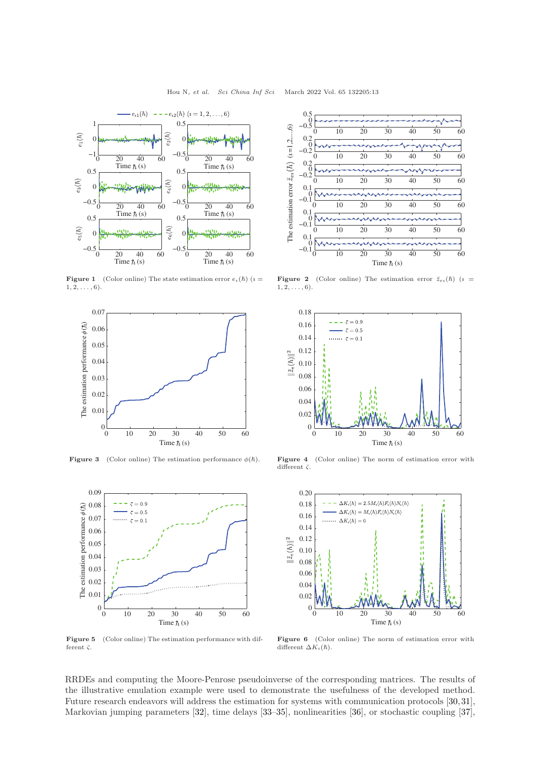Figure 1 (Color online) The state estimation error $e_\imath(\hbar)$ ($\imath = 1, 2, \ldots, 6$).

Figure 2 (Color online) The estimation error $\breve{z}_{e\imath}(\hbar)$ ($\imath = 1, 2, \ldots, 6$).

Figure 3 (Color online) The estimation performance $\phi(\hbar)$.

Figure 4 (Color online) The norm of estimation error with different $\bar{\varsigma}$.

Figure 5 (Color online) The estimation performance with different $\bar{\varsigma}$.

Figure 6 (Color online) The norm of estimation error with different $\Delta K_\imath(\hbar)$.

RRDEs and computing the Moore-Penrose pseudoinverse of the corresponding matrices. The results of the illustrative emulation example were used to demonstrate the usefulness of the developed method. Future research endeavors will address the estimation for systems with communication protocols [30,31], Markovian jumping parameters [32], time delays [33–35], nonlinearities [36], or stochastic coupling [37],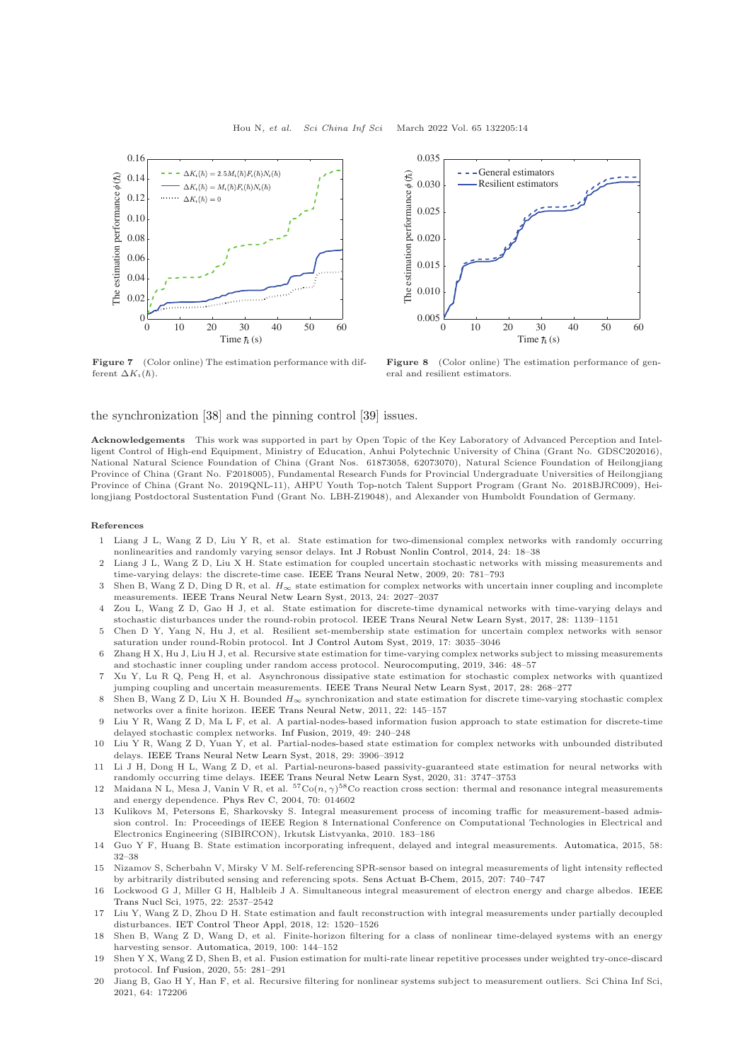**Figure 7** (Color online) The estimation performance with different $\Delta K_\iota(\hbar)$.

**Figure 8** (Color online) The estimation performance of general and resilient estimators.

the synchronization [38] and the pinning control [39] issues.

**Acknowledgements** This work was supported in part by Open Topic of the Key Laboratory of Advanced Perception and Intelligent Control of High-end Equipment, Ministry of Education, Anhui Polytechnic University of China (Grant No. GDSC202016), National Natural Science Foundation of China (Grant Nos. 61873058, 62073070), Natural Science Foundation of Heilongjiang Province of China (Grant No. F2018005), Fundamental Research Funds for Provincial Undergraduate Universities of Heilongjiang Province of China (Grant No. 2019QNL-11), AHPU Youth Top-notch Talent Support Program (Grant No. 2018BJRC009), Heilongjiang Postdoctoral Sustentation Fund (Grant No. LBH-Z19048), and Alexander von Humboldt Foundation of Germany.

**References**

1 Liang J L, Wang Z D, Liu Y R, et al. State estimation for two-dimensional complex networks with randomly occurring nonlinearities and randomly varying sensor delays. Int J Robust Nonlin Control, 2014, 24: 18–38

2 Liang J L, Wang Z D, Liu X H. State estimation for coupled uncertain stochastic networks with missing measurements and time-varying delays: the discrete-time case. IEEE Trans Neural Netw, 2009, 20: 781–793

3 Shen B, Wang Z D, Ding D R, et al. $H_\infty$ state estimation for complex networks with uncertain inner coupling and incomplete measurements. IEEE Trans Neural Netw Learn Syst, 2013, 24: 2027–2037

4 Zou L, Wang Z D, Gao H J, et al. State estimation for discrete-time dynamical networks with time-varying delays and stochastic disturbances under the round-robin protocol. IEEE Trans Neural Netw Learn Syst, 2017, 28: 1139–1151

5 Chen D Y, Yang N, Hu J, et al. Resilient set-membership state estimation for uncertain complex networks with sensor saturation under round-Robin protocol. Int J Control Autom Syst, 2019, 17: 3035–3046

6 Zhang H X, Hu J, Liu H J, et al. Recursive state estimation for time-varying complex networks subject to missing measurements and stochastic inner coupling under random access protocol. Neurocomputing, 2019, 346: 48–57

7 Xu Y, Lu R Q, Peng H, et al. Asynchronous dissipative state estimation for stochastic complex networks with quantized jumping coupling and uncertain measurements. IEEE Trans Neural Netw Learn Syst, 2017, 28: 268–277

8 Shen B, Wang Z D, Liu X H. Bounded $H_\infty$ synchronization and state estimation for discrete time-varying stochastic complex networks over a finite horizon. IEEE Trans Neural Netw, 2011, 22: 145–157

9 Liu Y R, Wang Z D, Ma L F, et al. A partial-nodes-based information fusion approach to state estimation for discrete-time delayed stochastic complex networks. Inf Fusion, 2019, 49: 240–248

10 Liu Y R, Wang Z D, Yuan Y, et al. Partial-nodes-based state estimation for complex networks with unbounded distributed delays. IEEE Trans Neural Netw Learn Syst, 2018, 29: 3906–3912

11 Li J H, Dong H L, Wang Z D, et al. Partial-neurons-based passivity-guaranteed state estimation for neural networks with randomly occurring time delays. IEEE Trans Neural Netw Learn Syst, 2020, 31: 3747–3753

12 Maidana N L, Mesa J, Vanin V R, et al. $^{57}$Co$(n,\gamma)^{58}$Co reaction cross section: thermal and resonance integral measurements and energy dependence. Phys Rev C, 2004, 70: 014602

13 Kulikovs M, Petersons E, Sharkovsky S. Integral measurement process of incoming traffic for measurement-based admission control. In: Proceedings of IEEE Region 8 International Conference on Computational Technologies in Electrical and Electronics Engineering (SIBIRCON), Irkutsk Listvyanka, 2010. 183–186

14 Guo Y F, Huang B. State estimation incorporating infrequent, delayed and integral measurements. Automatica, 2015, 58: 32–38

15 Nizamov S, Scherbahn V, Mirsky V M. Self-referencing SPR-sensor based on integral measurements of light intensity reflected by arbitrarily distributed sensing and referencing spots. Sens Actuat B-Chem, 2015, 207: 740–747

16 Lockwood G J, Miller G H, Halbleib J A. Simultaneous integral measurement of electron energy and charge albedos. IEEE Trans Nucl Sci, 1975, 22: 2537–2542

17 Liu Y, Wang Z D, Zhou D H. State estimation and fault reconstruction with integral measurements under partially decoupled disturbances. IET Control Theor Appl, 2018, 12: 1520–1526

18 Shen B, Wang Z D, Wang D, et al. Finite-horizon filtering for a class of nonlinear time-delayed systems with an energy harvesting sensor. Automatica, 2019, 100: 144–152

19 Shen Y X, Wang Z D, Shen B, et al. Fusion estimation for multi-rate linear repetitive processes under weighted try-once-discard protocol. Inf Fusion, 2020, 55: 281–291

20 Jiang B, Gao H Y, Han F, et al. Recursive filtering for nonlinear systems subject to measurement outliers. Sci China Inf Sci, 2021, 64: 172206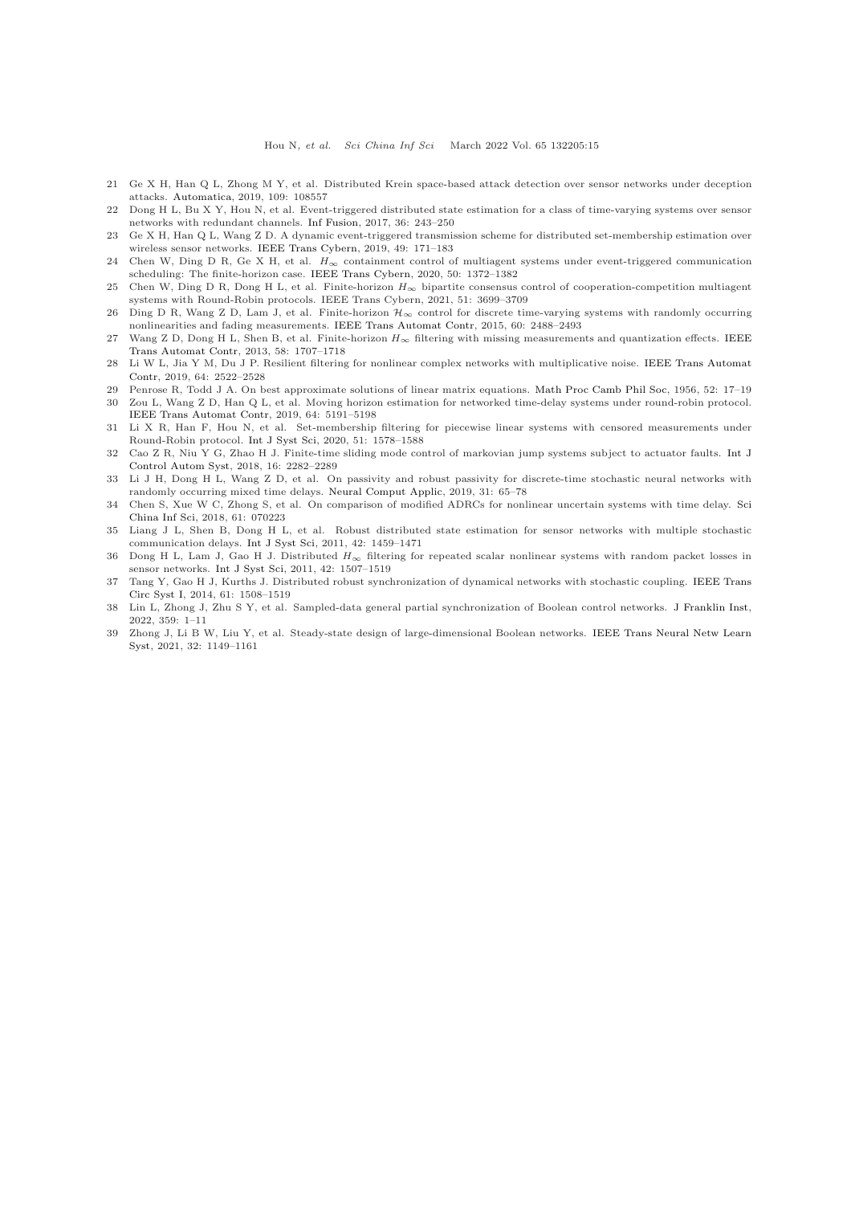21 Ge X H, Han Q L, Zhong M Y, et al. Distributed Krein space-based attack detection over sensor networks under deception attacks. Automatica, 2019, 109: 108557

22 Dong H L, Bu X Y, Hou N, et al. Event-triggered distributed state estimation for a class of time-varying systems over sensor networks with redundant channels. Inf Fusion, 2017, 36: 243–250

23 Ge X H, Han Q L, Wang Z D. A dynamic event-triggered transmission scheme for distributed set-membership estimation over wireless sensor networks. IEEE Trans Cybern, 2019, 49: 171–183

24 Chen W, Ding D R, Ge X H, et al. $H_\infty$ containment control of multiagent systems under event-triggered communication scheduling: The finite-horizon case. IEEE Trans Cybern, 2020, 50: 1372–1382

25 Chen W, Ding D R, Dong H L, et al. Finite-horizon $H_\infty$ bipartite consensus control of cooperation-competition multiagent systems with Round-Robin protocols. IEEE Trans Cybern, 2021, 51: 3699–3709

26 Ding D R, Wang Z D, Lam J, et al. Finite-horizon $\mathcal{H}_\infty$ control for discrete time-varying systems with randomly occurring nonlinearities and fading measurements. IEEE Trans Automat Contr, 2015, 60: 2488–2493

27 Wang Z D, Dong H L, Shen B, et al. Finite-horizon $H_\infty$ filtering with missing measurements and quantization effects. IEEE Trans Automat Contr, 2013, 58: 1707–1718

28 Li W L, Jia Y M, Du J P. Resilient filtering for nonlinear complex networks with multiplicative noise. IEEE Trans Automat Contr, 2019, 64: 2522–2528

29 Penrose R, Todd J A. On best approximate solutions of linear matrix equations. Math Proc Camb Phil Soc, 1956, 52: 17–19

30 Zou L, Wang Z D, Han Q L, et al. Moving horizon estimation for networked time-delay systems under round-robin protocol. IEEE Trans Automat Contr, 2019, 64: 5191–5198

31 Li X R, Han F, Hou N, et al. Set-membership filtering for piecewise linear systems with censored measurements under Round-Robin protocol. Int J Syst Sci, 2020, 51: 1578–1588

32 Cao Z R, Niu Y G, Zhao H J. Finite-time sliding mode control of markovian jump systems subject to actuator faults. Int J Control Autom Syst, 2018, 16: 2282–2289

33 Li J H, Dong H L, Wang Z D, et al. On passivity and robust passivity for discrete-time stochastic neural networks with randomly occurring mixed time delays. Neural Comput Applic, 2019, 31: 65–78

34 Chen S, Xue W C, Zhong S, et al. On comparison of modified ADRCs for nonlinear uncertain systems with time delay. Sci China Inf Sci, 2018, 61: 070223

35 Liang J L, Shen B, Dong H L, et al. Robust distributed state estimation for sensor networks with multiple stochastic communication delays. Int J Syst Sci, 2011, 42: 1459–1471

36 Dong H L, Lam J, Gao H J. Distributed $H_\infty$ filtering for repeated scalar nonlinear systems with random packet losses in sensor networks. Int J Syst Sci, 2011, 42: 1507–1519

37 Tang Y, Gao H J, Kurths J. Distributed robust synchronization of dynamical networks with stochastic coupling. IEEE Trans Circ Syst I, 2014, 61: 1508–1519

38 Lin L, Zhong J, Zhu S Y, et al. Sampled-data general partial synchronization of Boolean control networks. J Franklin Inst, 2022, 359: 1–11

39 Zhong J, Li B W, Liu Y, et al. Steady-state design of large-dimensional Boolean networks. IEEE Trans Neural Netw Learn Syst, 2021, 32: 1149–1161